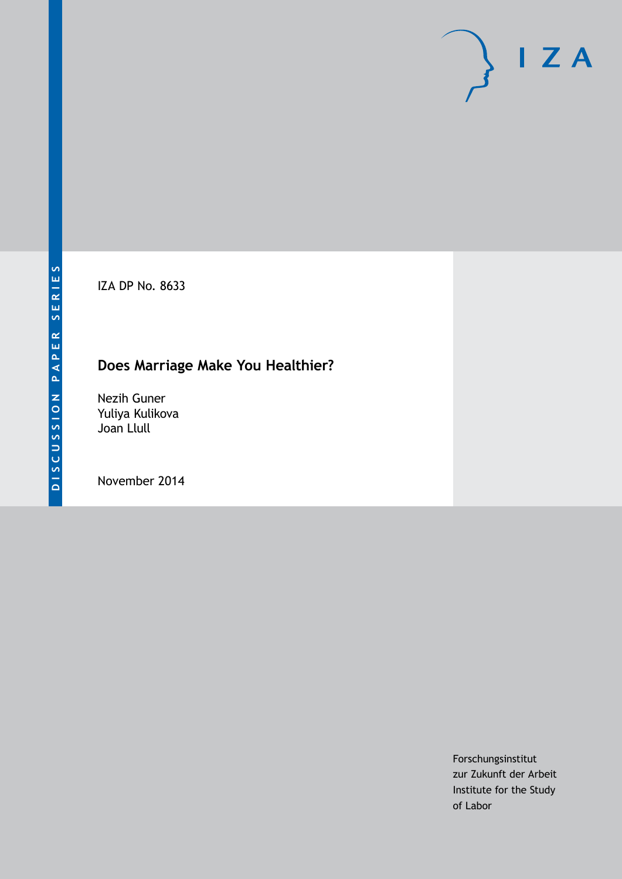DISCUSSION PAPER SERIES

IZA DP No. 8633

# Does Marriage Make You Healthier?

Nezih Guner
Yuliya Kulikova
Joan Llull

November 2014

Forschungsinstitut
zur Zukunft der Arbeit
Institute for the Study
of Labor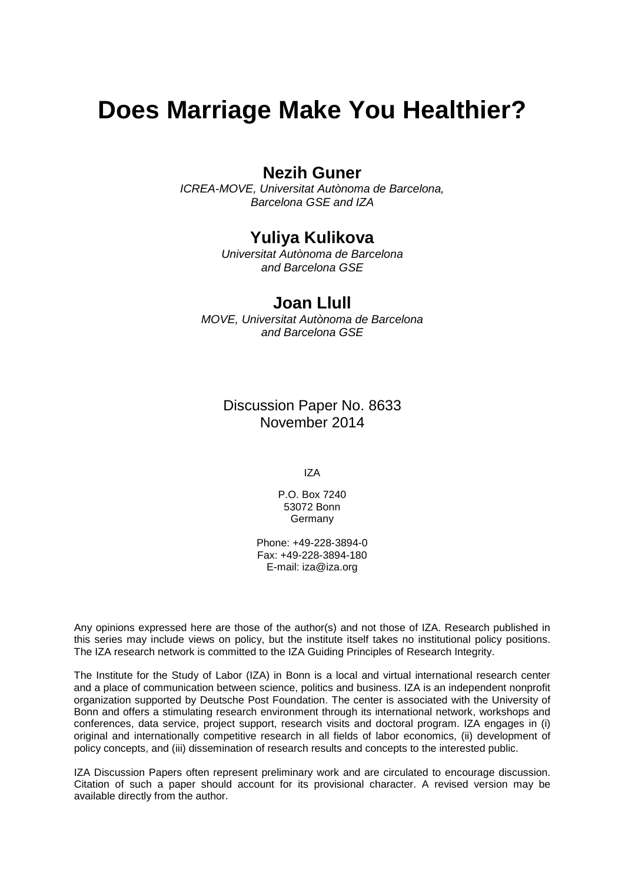# Does Marriage Make You Healthier?

## Nezih Guner

*ICREA-MOVE, Universitat Autònoma de Barcelona,*
*Barcelona GSE and IZA*

## Yuliya Kulikova

*Universitat Autònoma de Barcelona*
*and Barcelona GSE*

## Joan Llull

*MOVE, Universitat Autònoma de Barcelona*
*and Barcelona GSE*

Discussion Paper No. 8633
November 2014

IZA

P.O. Box 7240
53072 Bonn
Germany

Phone: +49-228-3894-0
Fax: +49-228-3894-180
E-mail: iza@iza.org

Any opinions expressed here are those of the author(s) and not those of IZA. Research published in this series may include views on policy, but the institute itself takes no institutional policy positions. The IZA research network is committed to the IZA Guiding Principles of Research Integrity.

The Institute for the Study of Labor (IZA) in Bonn is a local and virtual international research center and a place of communication between science, politics and business. IZA is an independent nonprofit organization supported by Deutsche Post Foundation. The center is associated with the University of Bonn and offers a stimulating research environment through its international network, workshops and conferences, data service, project support, research visits and doctoral program. IZA engages in (i) original and internationally competitive research in all fields of labor economics, (ii) development of policy concepts, and (iii) dissemination of research results and concepts to the interested public.

IZA Discussion Papers often represent preliminary work and are circulated to encourage discussion. Citation of such a paper should account for its provisional character. A revised version may be available directly from the author.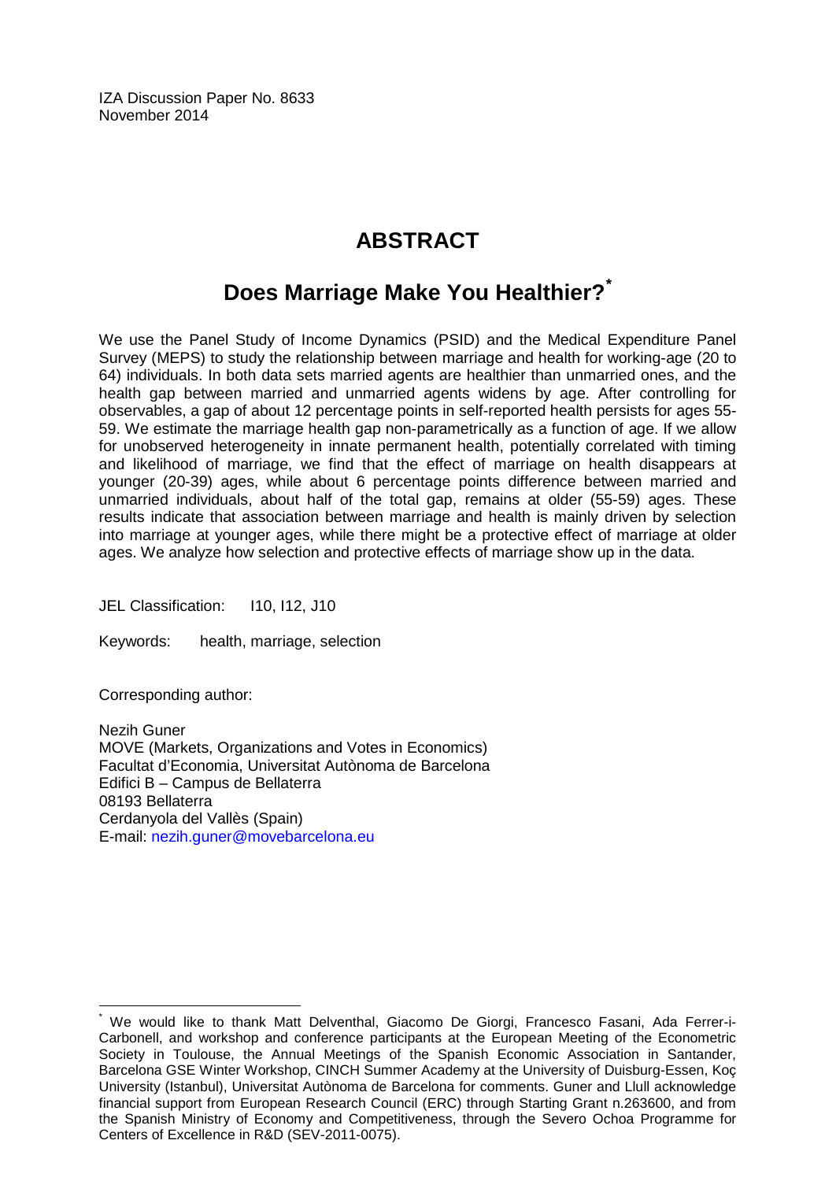IZA Discussion Paper No. 8633
November 2014

# ABSTRACT

## Does Marriage Make You Healthier?[*]

We use the Panel Study of Income Dynamics (PSID) and the Medical Expenditure Panel Survey (MEPS) to study the relationship between marriage and health for working-age (20 to 64) individuals. In both data sets married agents are healthier than unmarried ones, and the health gap between married and unmarried agents widens by age. After controlling for observables, a gap of about 12 percentage points in self-reported health persists for ages 55-59. We estimate the marriage health gap non-parametrically as a function of age. If we allow for unobserved heterogeneity in innate permanent health, potentially correlated with timing and likelihood of marriage, we find that the effect of marriage on health disappears at younger (20-39) ages, while about 6 percentage points difference between married and unmarried individuals, about half of the total gap, remains at older (55-59) ages. These results indicate that association between marriage and health is mainly driven by selection into marriage at younger ages, while there might be a protective effect of marriage at older ages. We analyze how selection and protective effects of marriage show up in the data.

JEL Classification: I10, I12, J10

Keywords: health, marriage, selection

Corresponding author:

Nezih Guner
MOVE (Markets, Organizations and Votes in Economics)
Facultat d'Economia, Universitat Autònoma de Barcelona
Edifici B – Campus de Bellaterra
08193 Bellaterra
Cerdanyola del Vallès (Spain)
E-mail: nezih.guner@movebarcelona.eu

---

[*] We would like to thank Matt Delventhal, Giacomo De Giorgi, Francesco Fasani, Ada Ferrer-i-Carbonell, and workshop and conference participants at the European Meeting of the Econometric Society in Toulouse, the Annual Meetings of the Spanish Economic Association in Santander, Barcelona GSE Winter Workshop, CINCH Summer Academy at the University of Duisburg-Essen, Koç University (Istanbul), Universitat Autònoma de Barcelona for comments. Guner and Llull acknowledge financial support from European Research Council (ERC) through Starting Grant n.263600, and from the Spanish Ministry of Economy and Competitiveness, through the Severo Ochoa Programme for Centers of Excellence in R&D (SEV-2011-0075).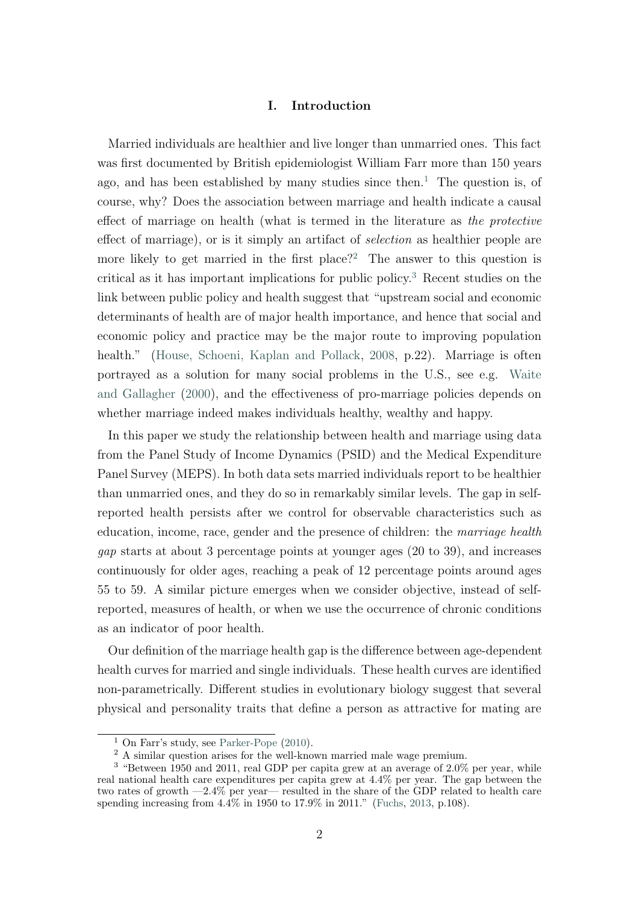## I. Introduction

Married individuals are healthier and live longer than unmarried ones. This fact was first documented by British epidemiologist William Farr more than 150 years ago, and has been established by many studies since then.[1] The question is, of course, why? Does the association between marriage and health indicate a causal effect of marriage on health (what is termed in the literature as *the protective* effect of marriage), or is it simply an artifact of *selection* as healthier people are more likely to get married in the first place?[2] The answer to this question is critical as it has important implications for public policy.[3] Recent studies on the link between public policy and health suggest that "upstream social and economic determinants of health are of major health importance, and hence that social and economic policy and practice may be the major route to improving population health." (House, Schoeni, Kaplan and Pollack, 2008, p.22). Marriage is often portrayed as a solution for many social problems in the U.S., see e.g. Waite and Gallagher (2000), and the effectiveness of pro-marriage policies depends on whether marriage indeed makes individuals healthy, wealthy and happy.

In this paper we study the relationship between health and marriage using data from the Panel Study of Income Dynamics (PSID) and the Medical Expenditure Panel Survey (MEPS). In both data sets married individuals report to be healthier than unmarried ones, and they do so in remarkably similar levels. The gap in self-reported health persists after we control for observable characteristics such as education, income, race, gender and the presence of children: the *marriage health gap* starts at about 3 percentage points at younger ages (20 to 39), and increases continuously for older ages, reaching a peak of 12 percentage points around ages 55 to 59. A similar picture emerges when we consider objective, instead of self-reported, measures of health, or when we use the occurrence of chronic conditions as an indicator of poor health.

Our definition of the marriage health gap is the difference between age-dependent health curves for married and single individuals. These health curves are identified non-parametrically. Different studies in evolutionary biology suggest that several physical and personality traits that define a person as attractive for mating are

[1] On Farr's study, see Parker-Pope (2010).

[2] A similar question arises for the well-known married male wage premium.

[3] "Between 1950 and 2011, real GDP per capita grew at an average of 2.0% per year, while real national health care expenditures per capita grew at 4.4% per year. The gap between the two rates of growth —2.4% per year— resulted in the share of the GDP related to health care spending increasing from 4.4% in 1950 to 17.9% in 2011." (Fuchs, 2013, p.108).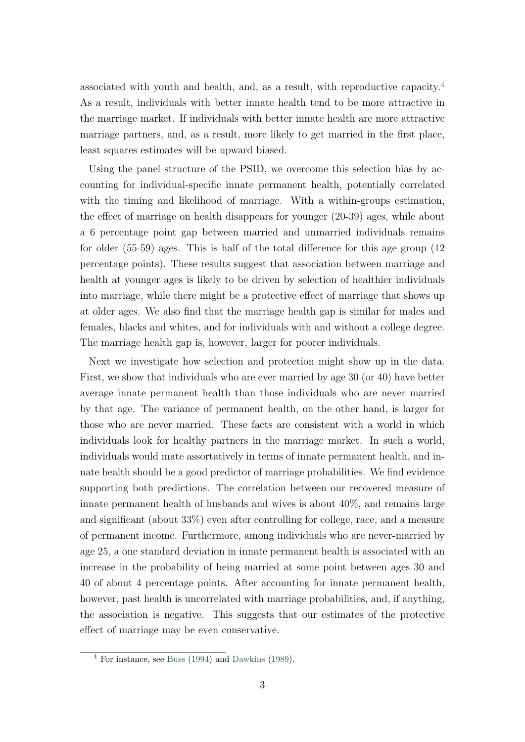associated with youth and health, and, as a result, with reproductive capacity.[4] As a result, individuals with better innate health tend to be more attractive in the marriage market. If individuals with better innate health are more attractive marriage partners, and, as a result, more likely to get married in the first place, least squares estimates will be upward biased.

Using the panel structure of the PSID, we overcome this selection bias by accounting for individual-specific innate permanent health, potentially correlated with the timing and likelihood of marriage. With a within-groups estimation, the effect of marriage on health disappears for younger (20-39) ages, while about a 6 percentage point gap between married and unmarried individuals remains for older (55-59) ages. This is half of the total difference for this age group (12 percentage points). These results suggest that association between marriage and health at younger ages is likely to be driven by selection of healthier individuals into marriage, while there might be a protective effect of marriage that shows up at older ages. We also find that the marriage health gap is similar for males and females, blacks and whites, and for individuals with and without a college degree. The marriage health gap is, however, larger for poorer individuals.

Next we investigate how selection and protection might show up in the data. First, we show that individuals who are ever married by age 30 (or 40) have better average innate permanent health than those individuals who are never married by that age. The variance of permanent health, on the other hand, is larger for those who are never married. These facts are consistent with a world in which individuals look for healthy partners in the marriage market. In such a world, individuals would mate assortatively in terms of innate permanent health, and innate health should be a good predictor of marriage probabilities. We find evidence supporting both predictions. The correlation between our recovered measure of innate permanent health of husbands and wives is about 40%, and remains large and significant (about 33%) even after controlling for college, race, and a measure of permanent income. Furthermore, among individuals who are never-married by age 25, a one standard deviation in innate permanent health is associated with an increase in the probability of being married at some point between ages 30 and 40 of about 4 percentage points. After accounting for innate permanent health, however, past health is uncorrelated with marriage probabilities, and, if anything, the association is negative. This suggests that our estimates of the protective effect of marriage may be even conservative.

[4] For instance, see Buss (1994) and Dawkins (1989).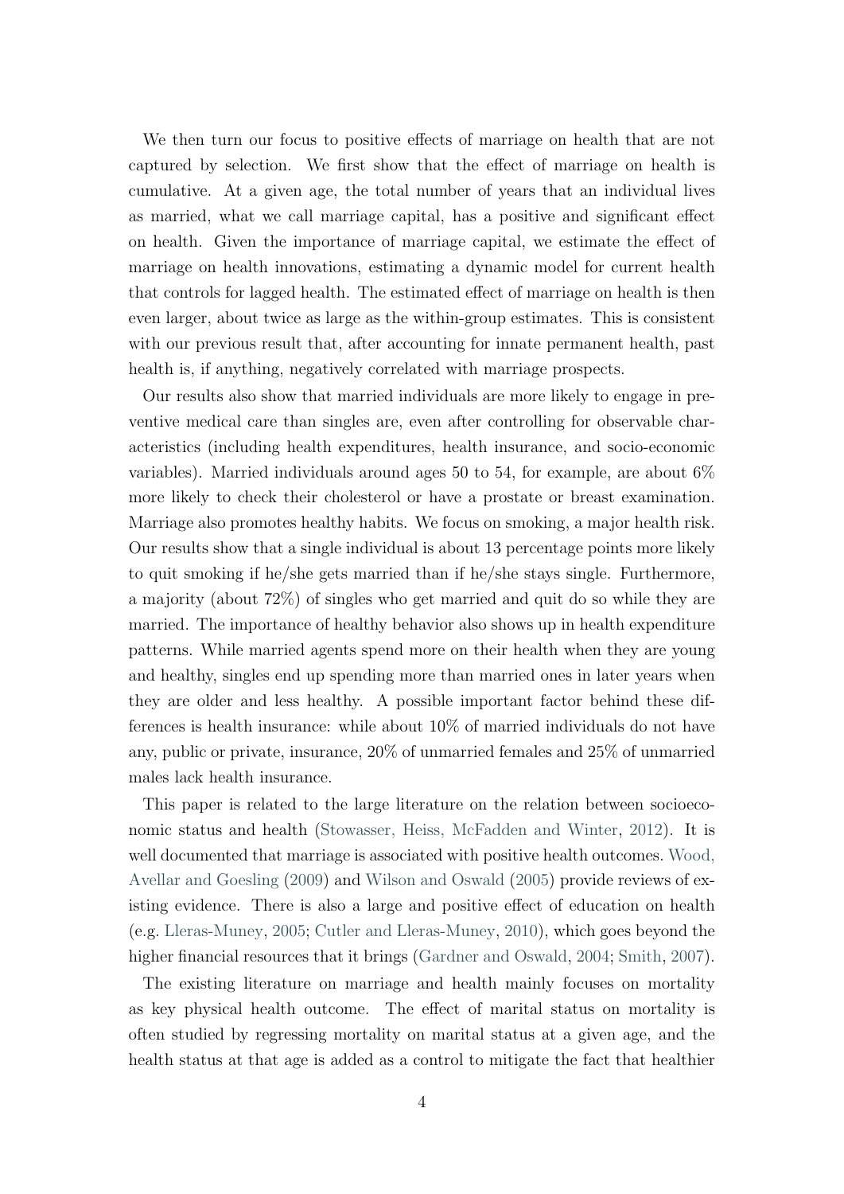We then turn our focus to positive effects of marriage on health that are not captured by selection. We first show that the effect of marriage on health is cumulative. At a given age, the total number of years that an individual lives as married, what we call marriage capital, has a positive and significant effect on health. Given the importance of marriage capital, we estimate the effect of marriage on health innovations, estimating a dynamic model for current health that controls for lagged health. The estimated effect of marriage on health is then even larger, about twice as large as the within-group estimates. This is consistent with our previous result that, after accounting for innate permanent health, past health is, if anything, negatively correlated with marriage prospects.

Our results also show that married individuals are more likely to engage in preventive medical care than singles are, even after controlling for observable characteristics (including health expenditures, health insurance, and socio-economic variables). Married individuals around ages 50 to 54, for example, are about 6% more likely to check their cholesterol or have a prostate or breast examination. Marriage also promotes healthy habits. We focus on smoking, a major health risk. Our results show that a single individual is about 13 percentage points more likely to quit smoking if he/she gets married than if he/she stays single. Furthermore, a majority (about 72%) of singles who get married and quit do so while they are married. The importance of healthy behavior also shows up in health expenditure patterns. While married agents spend more on their health when they are young and healthy, singles end up spending more than married ones in later years when they are older and less healthy. A possible important factor behind these differences is health insurance: while about 10% of married individuals do not have any, public or private, insurance, 20% of unmarried females and 25% of unmarried males lack health insurance.

This paper is related to the large literature on the relation between socioeconomic status and health (Stowasser, Heiss, McFadden and Winter, 2012). It is well documented that marriage is associated with positive health outcomes. Wood, Avellar and Goesling (2009) and Wilson and Oswald (2005) provide reviews of existing evidence. There is also a large and positive effect of education on health (e.g. Lleras-Muney, 2005; Cutler and Lleras-Muney, 2010), which goes beyond the higher financial resources that it brings (Gardner and Oswald, 2004; Smith, 2007).

The existing literature on marriage and health mainly focuses on mortality as key physical health outcome. The effect of marital status on mortality is often studied by regressing mortality on marital status at a given age, and the health status at that age is added as a control to mitigate the fact that healthier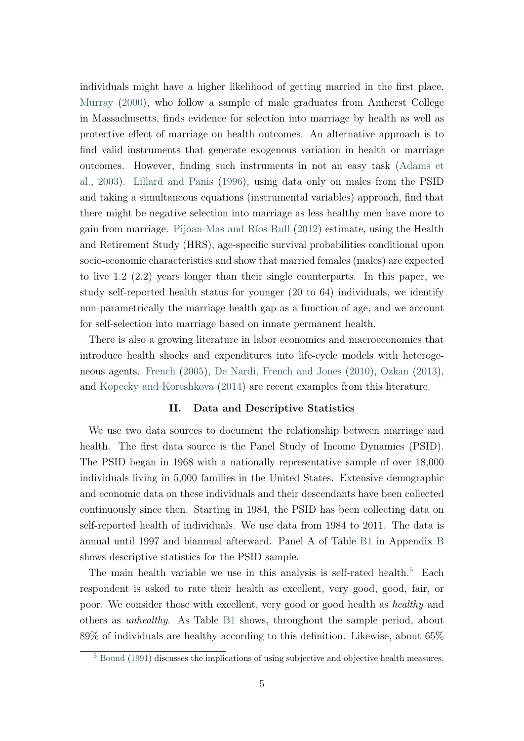individuals might have a higher likelihood of getting married in the first place. Murray (2000), who follow a sample of male graduates from Amherst College in Massachusetts, finds evidence for selection into marriage by health as well as protective effect of marriage on health outcomes. An alternative approach is to find valid instruments that generate exogenous variation in health or marriage outcomes. However, finding such instruments in not an easy task (Adams et al., 2003). Lillard and Panis (1996), using data only on males from the PSID and taking a simultaneous equations (instrumental variables) approach, find that there might be negative selection into marriage as less healthy men have more to gain from marriage. Pijoan-Mas and Ríos-Rull (2012) estimate, using the Health and Retirement Study (HRS), age-specific survival probabilities conditional upon socio-economic characteristics and show that married females (males) are expected to live 1.2 (2.2) years longer than their single counterparts. In this paper, we study self-reported health status for younger (20 to 64) individuals, we identify non-parametrically the marriage health gap as a function of age, and we account for self-selection into marriage based on innate permanent health.

There is also a growing literature in labor economics and macroeconomics that introduce health shocks and expenditures into life-cycle models with heterogeneous agents. French (2005), De Nardi, French and Jones (2010), Ozkan (2013), and Kopecky and Koreshkova (2014) are recent examples from this literature.

## II. Data and Descriptive Statistics

We use two data sources to document the relationship between marriage and health. The first data source is the Panel Study of Income Dynamics (PSID). The PSID began in 1968 with a nationally representative sample of over 18,000 individuals living in 5,000 families in the United States. Extensive demographic and economic data on these individuals and their descendants have been collected continuously since then. Starting in 1984, the PSID has been collecting data on self-reported health of individuals. We use data from 1984 to 2011. The data is annual until 1997 and biannual afterward. Panel A of Table B1 in Appendix B shows descriptive statistics for the PSID sample.

The main health variable we use in this analysis is self-rated health.[5] Each respondent is asked to rate their health as excellent, very good, good, fair, or poor. We consider those with excellent, very good or good health as *healthy* and others as *unhealthy*. As Table B1 shows, throughout the sample period, about 89% of individuals are healthy according to this definition. Likewise, about 65%

[5] Bound (1991) discusses the implications of using subjective and objective health measures.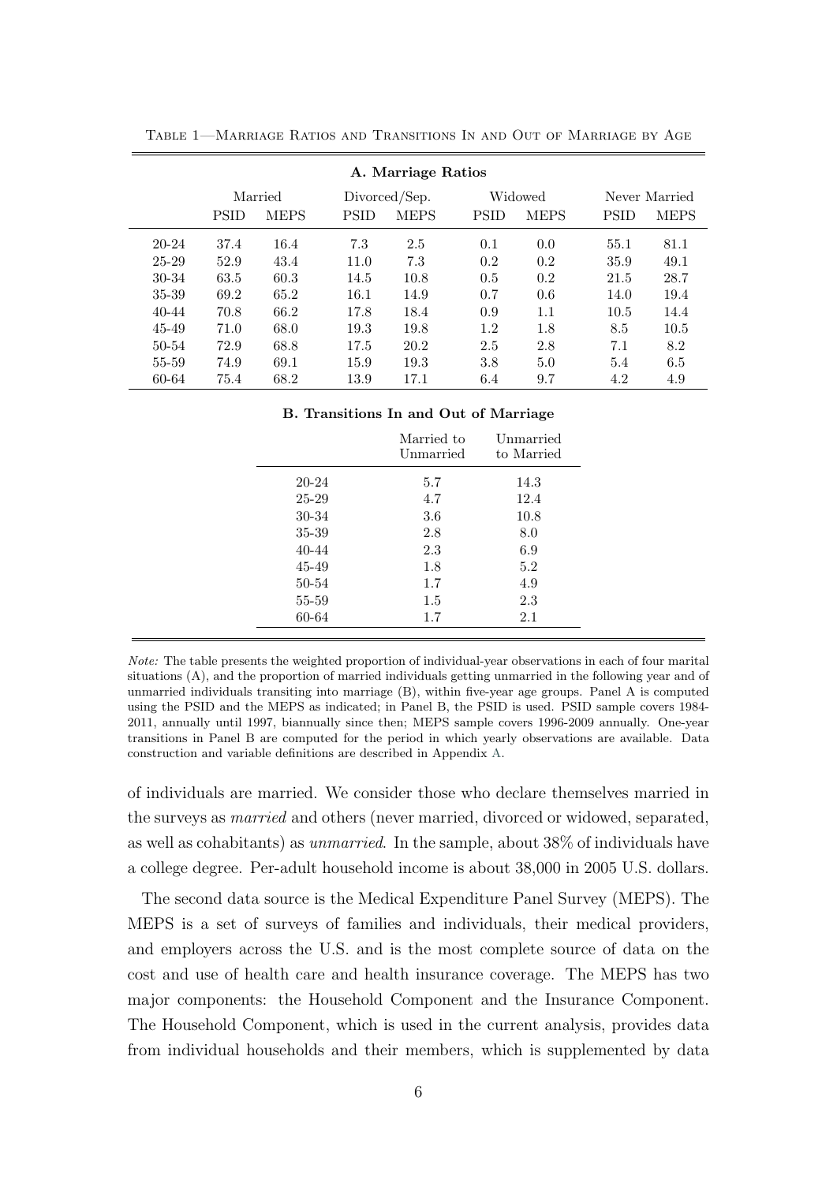Table 1—Marriage Ratios and Transitions In and Out of Marriage by Age

**A. Marriage Ratios**

| | Married | | Divorced/Sep. | | Widowed | | Never Married | |
|---|---|---|---|---|---|---|---|---|
| | PSID | MEPS | PSID | MEPS | PSID | MEPS | PSID | MEPS |
| 20-24 | 37.4 | 16.4 | 7.3 | 2.5 | 0.1 | 0.0 | 55.1 | 81.1 |
| 25-29 | 52.9 | 43.4 | 11.0 | 7.3 | 0.2 | 0.2 | 35.9 | 49.1 |
| 30-34 | 63.5 | 60.3 | 14.5 | 10.8 | 0.5 | 0.2 | 21.5 | 28.7 |
| 35-39 | 69.2 | 65.2 | 16.1 | 14.9 | 0.7 | 0.6 | 14.0 | 19.4 |
| 40-44 | 70.8 | 66.2 | 17.8 | 18.4 | 0.9 | 1.1 | 10.5 | 14.4 |
| 45-49 | 71.0 | 68.0 | 19.3 | 19.8 | 1.2 | 1.8 | 8.5 | 10.5 |
| 50-54 | 72.9 | 68.8 | 17.5 | 20.2 | 2.5 | 2.8 | 7.1 | 8.2 |
| 55-59 | 74.9 | 69.1 | 15.9 | 19.3 | 3.8 | 5.0 | 5.4 | 6.5 |
| 60-64 | 75.4 | 68.2 | 13.9 | 17.1 | 6.4 | 9.7 | 4.2 | 4.9 |

**B. Transitions In and Out of Marriage**

| | Married to Unmarried | Unmarried to Married |
|---|---|---|
| 20-24 | 5.7 | 14.3 |
| 25-29 | 4.7 | 12.4 |
| 30-34 | 3.6 | 10.8 |
| 35-39 | 2.8 | 8.0 |
| 40-44 | 2.3 | 6.9 |
| 45-49 | 1.8 | 5.2 |
| 50-54 | 1.7 | 4.9 |
| 55-59 | 1.5 | 2.3 |
| 60-64 | 1.7 | 2.1 |

*Note:* The table presents the weighted proportion of individual-year observations in each of four marital situations (A), and the proportion of married individuals getting unmarried in the following year and of unmarried individuals transiting into marriage (B), within five-year age groups. Panel A is computed using the PSID and the MEPS as indicated; in Panel B, the PSID is used. PSID sample covers 1984-2011, annually until 1997, biannually since then; MEPS sample covers 1996-2009 annually. One-year transitions in Panel B are computed for the period in which yearly observations are available. Data construction and variable definitions are described in Appendix A.

of individuals are married. We consider those who declare themselves married in the surveys as *married* and others (never married, divorced or widowed, separated, as well as cohabitants) as *unmarried*. In the sample, about 38% of individuals have a college degree. Per-adult household income is about 38,000 in 2005 U.S. dollars.

The second data source is the Medical Expenditure Panel Survey (MEPS). The MEPS is a set of surveys of families and individuals, their medical providers, and employers across the U.S. and is the most complete source of data on the cost and use of health care and health insurance coverage. The MEPS has two major components: the Household Component and the Insurance Component. The Household Component, which is used in the current analysis, provides data from individual households and their members, which is supplemented by data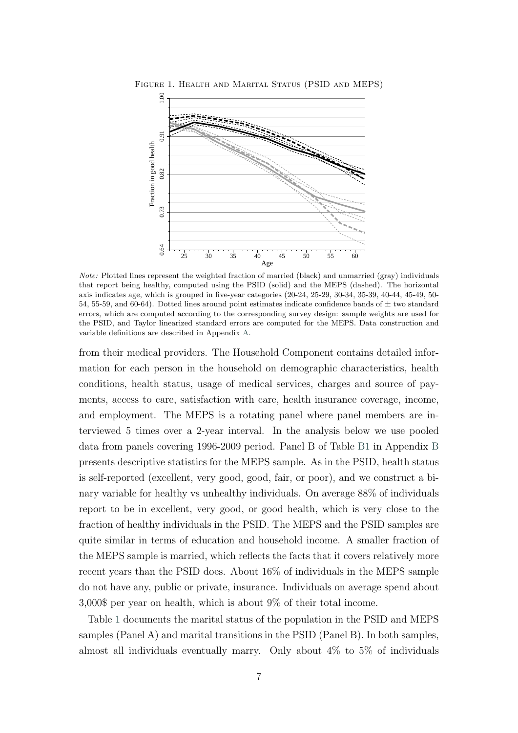FIGURE 1. HEALTH AND MARITAL STATUS (PSID AND MEPS)

*Note:* Plotted lines represent the weighted fraction of married (black) and unmarried (gray) individuals that report being healthy, computed using the PSID (solid) and the MEPS (dashed). The horizontal axis indicates age, which is grouped in five-year categories (20-24, 25-29, 30-34, 35-39, 40-44, 45-49, 50-54, 55-59, and 60-64). Dotted lines around point estimates indicate confidence bands of ± two standard errors, which are computed according to the corresponding survey design: sample weights are used for the PSID, and Taylor linearized standard errors are computed for the MEPS. Data construction and variable definitions are described in Appendix A.

from their medical providers. The Household Component contains detailed information for each person in the household on demographic characteristics, health conditions, health status, usage of medical services, charges and source of payments, access to care, satisfaction with care, health insurance coverage, income, and employment. The MEPS is a rotating panel where panel members are interviewed 5 times over a 2-year interval. In the analysis below we use pooled data from panels covering 1996-2009 period. Panel B of Table B1 in Appendix B presents descriptive statistics for the MEPS sample. As in the PSID, health status is self-reported (excellent, very good, good, fair, or poor), and we construct a binary variable for healthy vs unhealthy individuals. On average 88% of individuals report to be in excellent, very good, or good health, which is very close to the fraction of healthy individuals in the PSID. The MEPS and the PSID samples are quite similar in terms of education and household income. A smaller fraction of the MEPS sample is married, which reflects the facts that it covers relatively more recent years than the PSID does. About 16% of individuals in the MEPS sample do not have any, public or private, insurance. Individuals on average spend about 3,000$ per year on health, which is about 9% of their total income.

Table 1 documents the marital status of the population in the PSID and MEPS samples (Panel A) and marital transitions in the PSID (Panel B). In both samples, almost all individuals eventually marry. Only about 4% to 5% of individuals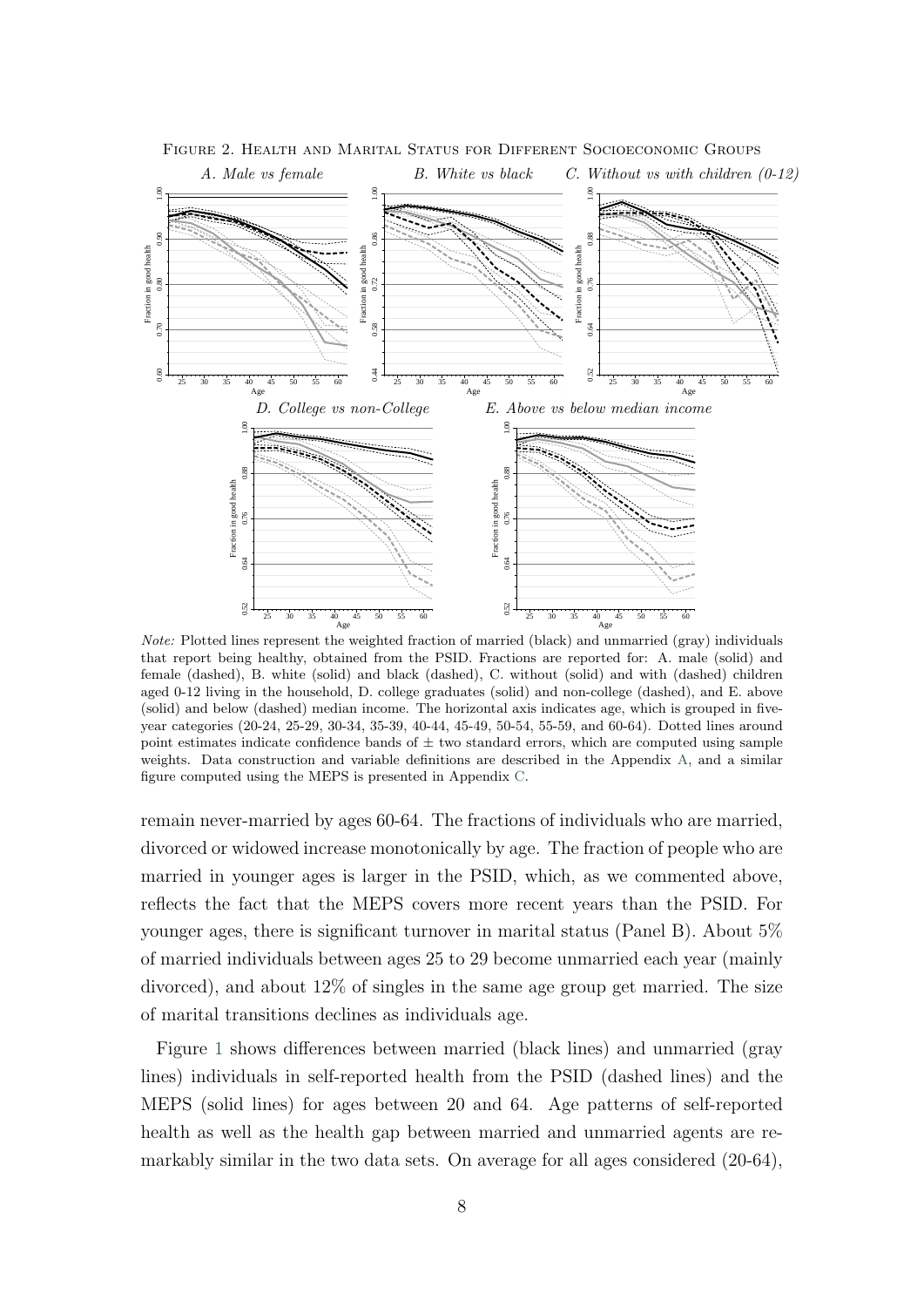Figure 2. Health and Marital Status for Different Socioeconomic Groups

*A. Male vs female* *B. White vs black* *C. Without vs with children (0-12)*

*D. College vs non-College* *E. Above vs below median income*

*Note:* Plotted lines represent the weighted fraction of married (black) and unmarried (gray) individuals that report being healthy, obtained from the PSID. Fractions are reported for: A. male (solid) and female (dashed), B. white (solid) and black (dashed), C. without (solid) and with (dashed) children aged 0-12 living in the household, D. college graduates (solid) and non-college (dashed), and E. above (solid) and below (dashed) median income. The horizontal axis indicates age, which is grouped in five-year categories (20-24, 25-29, 30-34, 35-39, 40-44, 45-49, 50-54, 55-59, and 60-64). Dotted lines around point estimates indicate confidence bands of ± two standard errors, which are computed using sample weights. Data construction and variable definitions are described in the Appendix A, and a similar figure computed using the MEPS is presented in Appendix C.

remain never-married by ages 60-64. The fractions of individuals who are married, divorced or widowed increase monotonically by age. The fraction of people who are married in younger ages is larger in the PSID, which, as we commented above, reflects the fact that the MEPS covers more recent years than the PSID. For younger ages, there is significant turnover in marital status (Panel B). About 5% of married individuals between ages 25 to 29 become unmarried each year (mainly divorced), and about 12% of singles in the same age group get married. The size of marital transitions declines as individuals age.

Figure 1 shows differences between married (black lines) and unmarried (gray lines) individuals in self-reported health from the PSID (dashed lines) and the MEPS (solid lines) for ages between 20 and 64. Age patterns of self-reported health as well as the health gap between married and unmarried agents are remarkably similar in the two data sets. On average for all ages considered (20-64),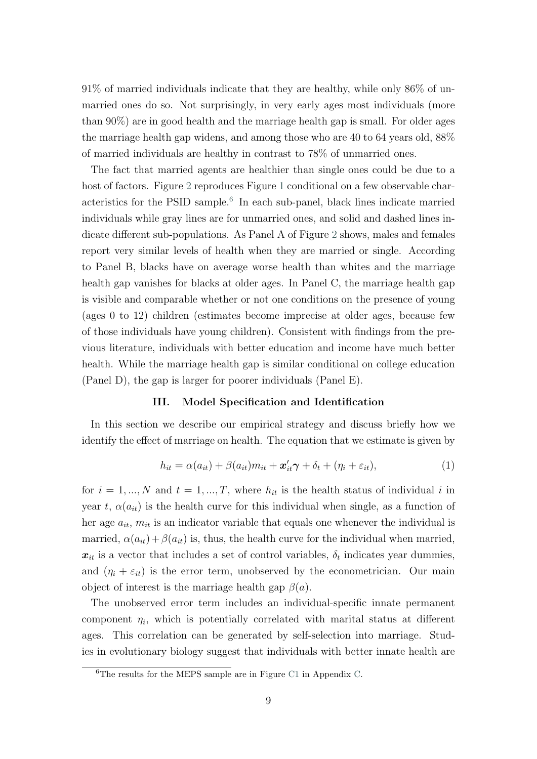91% of married individuals indicate that they are healthy, while only 86% of unmarried ones do so. Not surprisingly, in very early ages most individuals (more than 90%) are in good health and the marriage health gap is small. For older ages the marriage health gap widens, and among those who are 40 to 64 years old, 88% of married individuals are healthy in contrast to 78% of unmarried ones.

The fact that married agents are healthier than single ones could be due to a host of factors. Figure 2 reproduces Figure 1 conditional on a few observable characteristics for the PSID sample.[6] In each sub-panel, black lines indicate married individuals while gray lines are for unmarried ones, and solid and dashed lines indicate different sub-populations. As Panel A of Figure 2 shows, males and females report very similar levels of health when they are married or single. According to Panel B, blacks have on average worse health than whites and the marriage health gap vanishes for blacks at older ages. In Panel C, the marriage health gap is visible and comparable whether or not one conditions on the presence of young (ages 0 to 12) children (estimates become imprecise at older ages, because few of those individuals have young children). Consistent with findings from the previous literature, individuals with better education and income have much better health. While the marriage health gap is similar conditional on college education (Panel D), the gap is larger for poorer individuals (Panel E).

## III. Model Specification and Identification

In this section we describe our empirical strategy and discuss briefly how we identify the effect of marriage on health. The equation that we estimate is given by

$$h_{it} = \alpha(a_{it}) + \beta(a_{it})m_{it} + \boldsymbol{x}_{it}'\boldsymbol{\gamma} + \delta_t + (\eta_i + \varepsilon_{it}), \tag{1}$$

for $i = 1, ..., N$ and $t = 1, ..., T$, where $h_{it}$ is the health status of individual $i$ in year $t$, $\alpha(a_{it})$ is the health curve for this individual when single, as a function of her age $a_{it}$, $m_{it}$ is an indicator variable that equals one whenever the individual is married, $\alpha(a_{it}) + \beta(a_{it})$ is, thus, the health curve for the individual when married, $\boldsymbol{x}_{it}$ is a vector that includes a set of control variables, $\delta_t$ indicates year dummies, and $(\eta_i + \varepsilon_{it})$ is the error term, unobserved by the econometrician. Our main object of interest is the marriage health gap $\beta(a)$.

The unobserved error term includes an individual-specific innate permanent component $\eta_i$, which is potentially correlated with marital status at different ages. This correlation can be generated by self-selection into marriage. Studies in evolutionary biology suggest that individuals with better innate health are

[6] The results for the MEPS sample are in Figure C1 in Appendix C.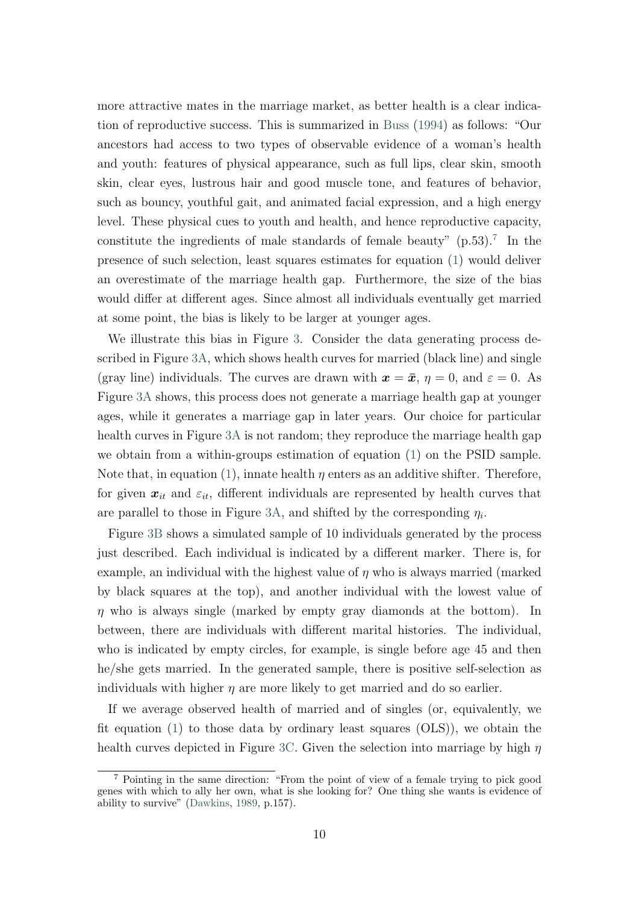more attractive mates in the marriage market, as better health is a clear indication of reproductive success. This is summarized in Buss (1994) as follows: "Our ancestors had access to two types of observable evidence of a woman's health and youth: features of physical appearance, such as full lips, clear skin, smooth skin, clear eyes, lustrous hair and good muscle tone, and features of behavior, such as bouncy, youthful gait, and animated facial expression, and a high energy level. These physical cues to youth and health, and hence reproductive capacity, constitute the ingredients of male standards of female beauty" (p.53).[7] In the presence of such selection, least squares estimates for equation (1) would deliver an overestimate of the marriage health gap. Furthermore, the size of the bias would differ at different ages. Since almost all individuals eventually get married at some point, the bias is likely to be larger at younger ages.

We illustrate this bias in Figure 3. Consider the data generating process described in Figure 3A, which shows health curves for married (black line) and single (gray line) individuals. The curves are drawn with $\boldsymbol{x} = \bar{\boldsymbol{x}}$, $\eta = 0$, and $\varepsilon = 0$. As Figure 3A shows, this process does not generate a marriage health gap at younger ages, while it generates a marriage gap in later years. Our choice for particular health curves in Figure 3A is not random; they reproduce the marriage health gap we obtain from a within-groups estimation of equation (1) on the PSID sample. Note that, in equation (1), innate health $\eta$ enters as an additive shifter. Therefore, for given $\boldsymbol{x}_{it}$ and $\varepsilon_{it}$, different individuals are represented by health curves that are parallel to those in Figure 3A, and shifted by the corresponding $\eta_i$.

Figure 3B shows a simulated sample of 10 individuals generated by the process just described. Each individual is indicated by a different marker. There is, for example, an individual with the highest value of $\eta$ who is always married (marked by black squares at the top), and another individual with the lowest value of $\eta$ who is always single (marked by empty gray diamonds at the bottom). In between, there are individuals with different marital histories. The individual, who is indicated by empty circles, for example, is single before age 45 and then he/she gets married. In the generated sample, there is positive self-selection as individuals with higher $\eta$ are more likely to get married and do so earlier.

If we average observed health of married and of singles (or, equivalently, we fit equation (1) to those data by ordinary least squares (OLS)), we obtain the health curves depicted in Figure 3C. Given the selection into marriage by high $\eta$

[7] Pointing in the same direction: "From the point of view of a female trying to pick good genes with which to ally her own, what is she looking for? One thing she wants is evidence of ability to survive" (Dawkins, 1989, p.157).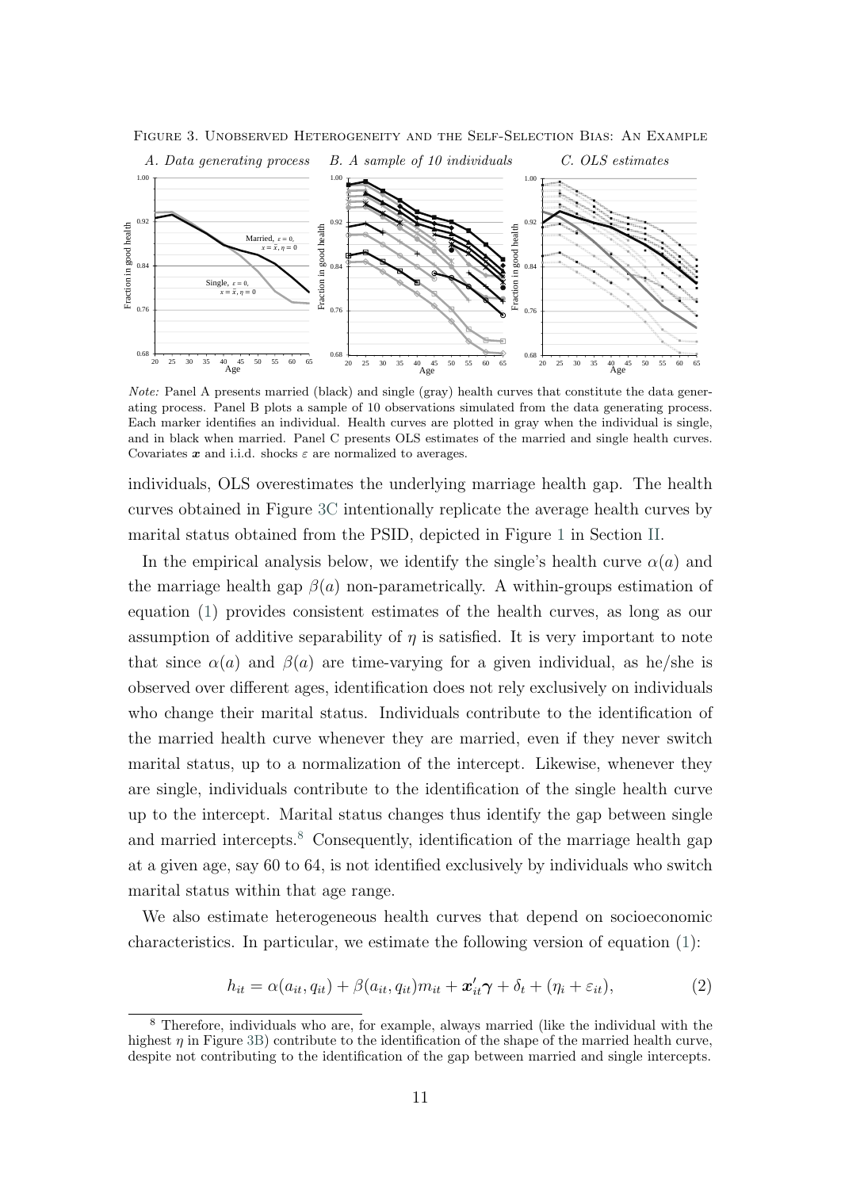Figure 3. Unobserved Heterogeneity and the Self-Selection Bias: An Example

*A. Data generating process* *B. A sample of 10 individuals* *C. OLS estimates*

*Note:* Panel A presents married (black) and single (gray) health curves that constitute the data generating process. Panel B plots a sample of 10 observations simulated from the data generating process. Each marker identifies an individual. Health curves are plotted in gray when the individual is single, and in black when married. Panel C presents OLS estimates of the married and single health curves. Covariates $\boldsymbol{x}$ and i.i.d. shocks $\varepsilon$ are normalized to averages.

individuals, OLS overestimates the underlying marriage health gap. The health curves obtained in Figure 3C intentionally replicate the average health curves by marital status obtained from the PSID, depicted in Figure 1 in Section II.

In the empirical analysis below, we identify the single's health curve $\alpha(a)$ and the marriage health gap $\beta(a)$ non-parametrically. A within-groups estimation of equation (1) provides consistent estimates of the health curves, as long as our assumption of additive separability of $\eta$ is satisfied. It is very important to note that since $\alpha(a)$ and $\beta(a)$ are time-varying for a given individual, as he/she is observed over different ages, identification does not rely exclusively on individuals who change their marital status. Individuals contribute to the identification of the married health curve whenever they are married, even if they never switch marital status, up to a normalization of the intercept. Likewise, whenever they are single, individuals contribute to the identification of the single health curve up to the intercept. Marital status changes thus identify the gap between single and married intercepts.[8] Consequently, identification of the marriage health gap at a given age, say 60 to 64, is not identified exclusively by individuals who switch marital status within that age range.

We also estimate heterogeneous health curves that depend on socioeconomic characteristics. In particular, we estimate the following version of equation (1):

$$h_{it} = \alpha(a_{it}, q_{it}) + \beta(a_{it}, q_{it})m_{it} + \boldsymbol{x}_{it}'\boldsymbol{\gamma} + \delta_t + (\eta_i + \varepsilon_{it}), \tag{2}$$

[8] Therefore, individuals who are, for example, always married (like the individual with the highest $\eta$ in Figure 3B) contribute to the identification of the shape of the married health curve, despite not contributing to the identification of the gap between married and single intercepts.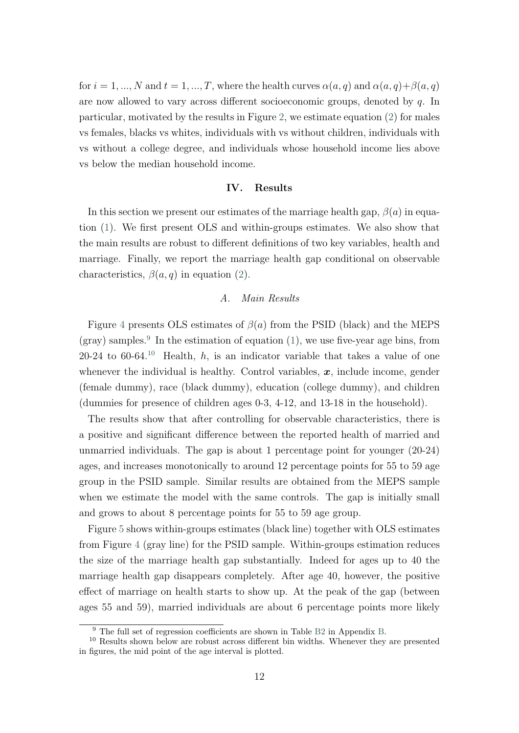for $i = 1, ..., N$ and $t = 1, ..., T$, where the health curves $\alpha(a, q)$ and $\alpha(a, q)+\beta(a, q)$ are now allowed to vary across different socioeconomic groups, denoted by $q$. In particular, motivated by the results in Figure 2, we estimate equation (2) for males vs females, blacks vs whites, individuals with vs without children, individuals with vs without a college degree, and individuals whose household income lies above vs below the median household income.

## IV. Results

In this section we present our estimates of the marriage health gap, $\beta(a)$ in equation (1). We first present OLS and within-groups estimates. We also show that the main results are robust to different definitions of two key variables, health and marriage. Finally, we report the marriage health gap conditional on observable characteristics, $\beta(a, q)$ in equation (2).

### *A. Main Results*

Figure 4 presents OLS estimates of $\beta(a)$ from the PSID (black) and the MEPS (gray) samples.[9] In the estimation of equation (1), we use five-year age bins, from 20-24 to 60-64.[10] Health, $h$, is an indicator variable that takes a value of one whenever the individual is healthy. Control variables, $\boldsymbol{x}$, include income, gender (female dummy), race (black dummy), education (college dummy), and children (dummies for presence of children ages 0-3, 4-12, and 13-18 in the household).

The results show that after controlling for observable characteristics, there is a positive and significant difference between the reported health of married and unmarried individuals. The gap is about 1 percentage point for younger (20-24) ages, and increases monotonically to around 12 percentage points for 55 to 59 age group in the PSID sample. Similar results are obtained from the MEPS sample when we estimate the model with the same controls. The gap is initially small and grows to about 8 percentage points for 55 to 59 age group.

Figure 5 shows within-groups estimates (black line) together with OLS estimates from Figure 4 (gray line) for the PSID sample. Within-groups estimation reduces the size of the marriage health gap substantially. Indeed for ages up to 40 the marriage health gap disappears completely. After age 40, however, the positive effect of marriage on health starts to show up. At the peak of the gap (between ages 55 and 59), married individuals are about 6 percentage points more likely

[9] The full set of regression coefficients are shown in Table B2 in Appendix B.

[10] Results shown below are robust across different bin widths. Whenever they are presented in figures, the mid point of the age interval is plotted.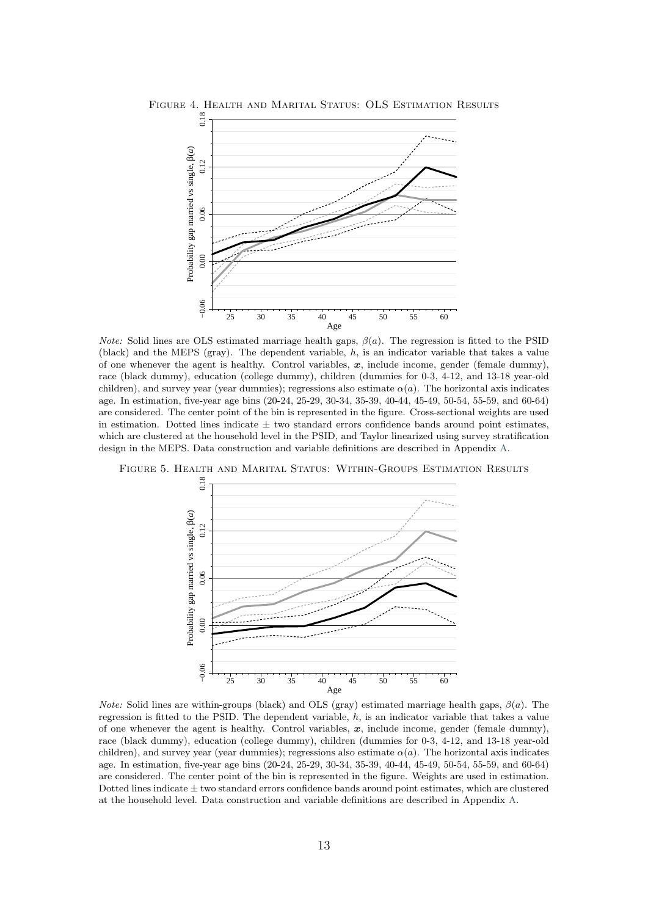Figure 4. Health and Marital Status: OLS Estimation Results

*Note:* Solid lines are OLS estimated marriage health gaps, $\beta(a)$. The regression is fitted to the PSID (black) and the MEPS (gray). The dependent variable, $h$, is an indicator variable that takes a value of one whenever the agent is healthy. Control variables, $\boldsymbol{x}$, include income, gender (female dummy), race (black dummy), education (college dummy), children (dummies for 0-3, 4-12, and 13-18 year-old children), and survey year (year dummies); regressions also estimate $\alpha(a)$. The horizontal axis indicates age. In estimation, five-year age bins (20-24, 25-29, 30-34, 35-39, 40-44, 45-49, 50-54, 55-59, and 60-64) are considered. The center point of the bin is represented in the figure. Cross-sectional weights are used in estimation. Dotted lines indicate $\pm$ two standard errors confidence bands around point estimates, which are clustered at the household level in the PSID, and Taylor linearized using survey stratification design in the MEPS. Data construction and variable definitions are described in Appendix A.

Figure 5. Health and Marital Status: Within-Groups Estimation Results

*Note:* Solid lines are within-groups (black) and OLS (gray) estimated marriage health gaps, $\beta(a)$. The regression is fitted to the PSID. The dependent variable, $h$, is an indicator variable that takes a value of one whenever the agent is healthy. Control variables, $\boldsymbol{x}$, include income, gender (female dummy), race (black dummy), education (college dummy), children (dummies for 0-3, 4-12, and 13-18 year-old children), and survey year (year dummies); regressions also estimate $\alpha(a)$. The horizontal axis indicates age. In estimation, five-year age bins (20-24, 25-29, 30-34, 35-39, 40-44, 45-49, 50-54, 55-59, and 60-64) are considered. The center point of the bin is represented in the figure. Weights are used in estimation. Dotted lines indicate $\pm$ two standard errors confidence bands around point estimates, which are clustered at the household level. Data construction and variable definitions are described in Appendix A.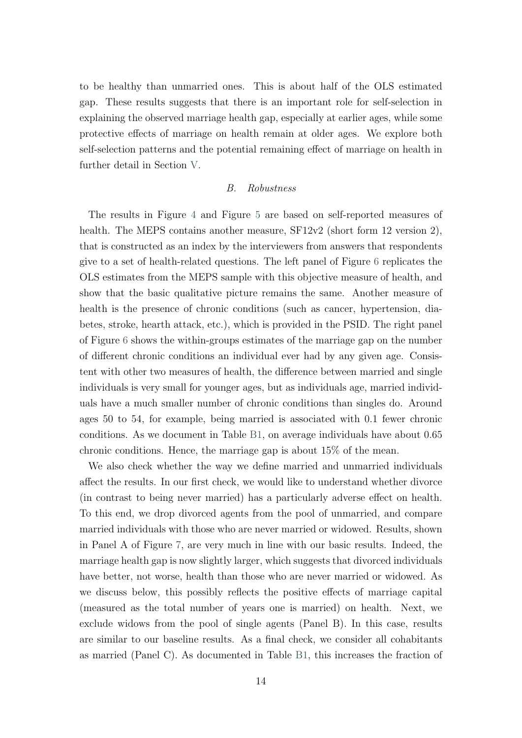to be healthy than unmarried ones. This is about half of the OLS estimated gap. These results suggests that there is an important role for self-selection in explaining the observed marriage health gap, especially at earlier ages, while some protective effects of marriage on health remain at older ages. We explore both self-selection patterns and the potential remaining effect of marriage on health in further detail in Section V.

### *B. Robustness*

The results in Figure 4 and Figure 5 are based on self-reported measures of health. The MEPS contains another measure, SF12v2 (short form 12 version 2), that is constructed as an index by the interviewers from answers that respondents give to a set of health-related questions. The left panel of Figure 6 replicates the OLS estimates from the MEPS sample with this objective measure of health, and show that the basic qualitative picture remains the same. Another measure of health is the presence of chronic conditions (such as cancer, hypertension, diabetes, stroke, hearth attack, etc.), which is provided in the PSID. The right panel of Figure 6 shows the within-groups estimates of the marriage gap on the number of different chronic conditions an individual ever had by any given age. Consistent with other two measures of health, the difference between married and single individuals is very small for younger ages, but as individuals age, married individuals have a much smaller number of chronic conditions than singles do. Around ages 50 to 54, for example, being married is associated with 0.1 fewer chronic conditions. As we document in Table B1, on average individuals have about 0.65 chronic conditions. Hence, the marriage gap is about 15% of the mean.

We also check whether the way we define married and unmarried individuals affect the results. In our first check, we would like to understand whether divorce (in contrast to being never married) has a particularly adverse effect on health. To this end, we drop divorced agents from the pool of unmarried, and compare married individuals with those who are never married or widowed. Results, shown in Panel A of Figure 7, are very much in line with our basic results. Indeed, the marriage health gap is now slightly larger, which suggests that divorced individuals have better, not worse, health than those who are never married or widowed. As we discuss below, this possibly reflects the positive effects of marriage capital (measured as the total number of years one is married) on health. Next, we exclude widows from the pool of single agents (Panel B). In this case, results are similar to our baseline results. As a final check, we consider all cohabitants as married (Panel C). As documented in Table B1, this increases the fraction of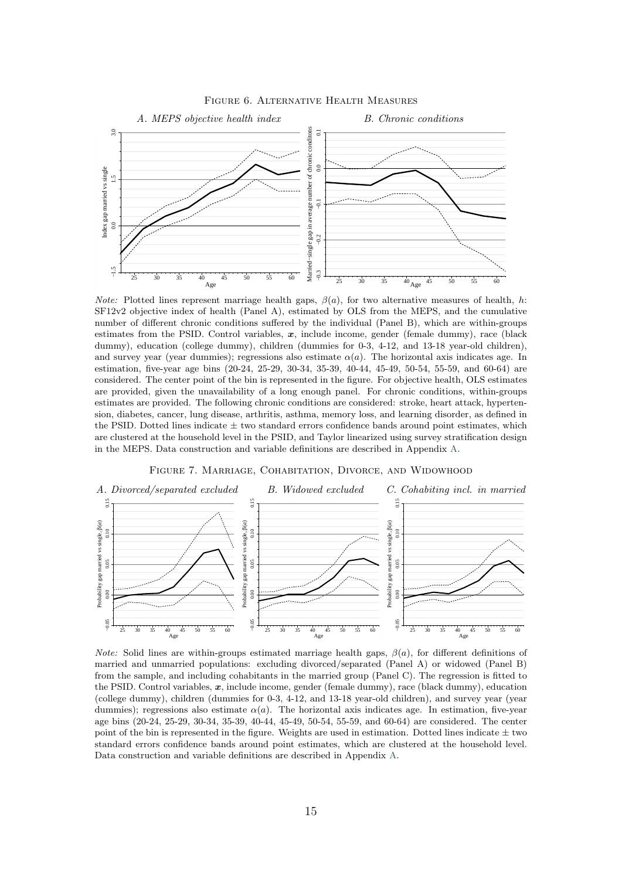Figure 6. Alternative Health Measures

*A. MEPS objective health index*

*B. Chronic conditions*

*Note:* Plotted lines represent marriage health gaps, $\beta(a)$, for two alternative measures of health, $h$: SF12v2 objective index of health (Panel A), estimated by OLS from the MEPS, and the cumulative number of different chronic conditions suffered by the individual (Panel B), which are within-groups estimates from the PSID. Control variables, $\boldsymbol{x}$, include income, gender (female dummy), race (black dummy), education (college dummy), children (dummies for 0-3, 4-12, and 13-18 year-old children), and survey year (year dummies); regressions also estimate $\alpha(a)$. The horizontal axis indicates age. In estimation, five-year age bins (20-24, 25-29, 30-34, 35-39, 40-44, 45-49, 50-54, 55-59, and 60-64) are considered. The center point of the bin is represented in the figure. For objective health, OLS estimates are provided, given the unavailability of a long enough panel. For chronic conditions, within-groups estimates are provided. The following chronic conditions are considered: stroke, heart attack, hypertension, diabetes, cancer, lung disease, arthritis, asthma, memory loss, and learning disorder, as defined in the PSID. Dotted lines indicate $\pm$ two standard errors confidence bands around point estimates, which are clustered at the household level in the PSID, and Taylor linearized using survey stratification design in the MEPS. Data construction and variable definitions are described in Appendix A.

Figure 7. Marriage, Cohabitation, Divorce, and Widowhood

*A. Divorced/separated excluded*

*B. Widowed excluded*

*C. Cohabiting incl. in married*

*Note:* Solid lines are within-groups estimated marriage health gaps, $\beta(a)$, for different definitions of married and unmarried populations: excluding divorced/separated (Panel A) or widowed (Panel B) from the sample, and including cohabitants in the married group (Panel C). The regression is fitted to the PSID. Control variables, $\boldsymbol{x}$, include income, gender (female dummy), race (black dummy), education (college dummy), children (dummies for 0-3, 4-12, and 13-18 year-old children), and survey year (year dummies); regressions also estimate $\alpha(a)$. The horizontal axis indicates age. In estimation, five-year age bins (20-24, 25-29, 30-34, 35-39, 40-44, 45-49, 50-54, 55-59, and 60-64) are considered. The center point of the bin is represented in the figure. Weights are used in estimation. Dotted lines indicate $\pm$ two standard errors confidence bands around point estimates, which are clustered at the household level. Data construction and variable definitions are described in Appendix A.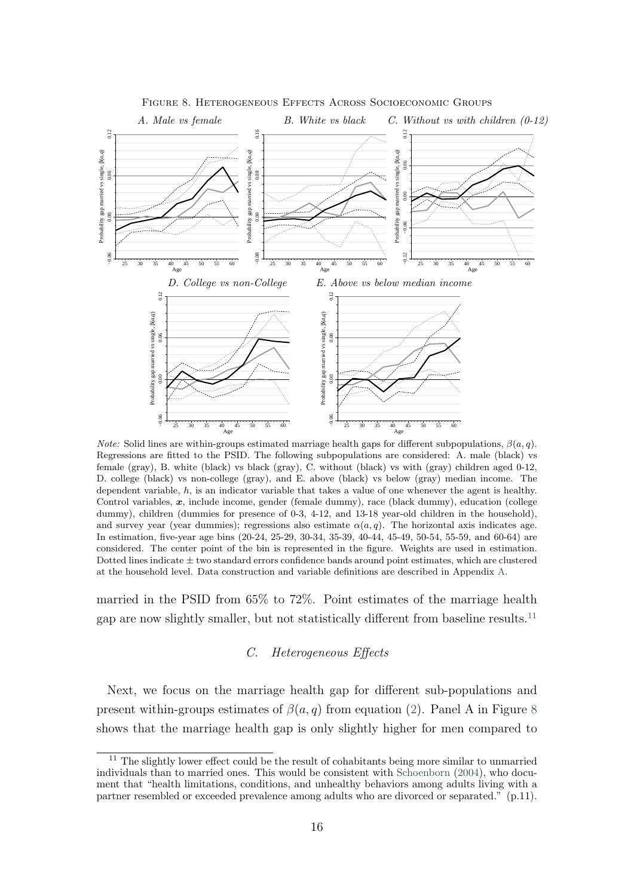Figure 8. Heterogeneous Effects Across Socioeconomic Groups

*A. Male vs female* | *B. White vs black* | *C. Without vs with children (0-12)*

*D. College vs non-College* | *E. Above vs below median income*

*Note:* Solid lines are within-groups estimated marriage health gaps for different subpopulations, $\beta(a, q)$. Regressions are fitted to the PSID. The following subpopulations are considered: A. male (black) vs female (gray), B. white (black) vs black (gray), C. without (black) vs with (gray) children aged 0-12, D. college (black) vs non-college (gray), and E. above (black) vs below (gray) median income. The dependent variable, $h$, is an indicator variable that takes a value of one whenever the agent is healthy. Control variables, $\boldsymbol{x}$, include income, gender (female dummy), race (black dummy), education (college dummy), children (dummies for presence of 0-3, 4-12, and 13-18 year-old children in the household), and survey year (year dummies); regressions also estimate $\alpha(a, q)$. The horizontal axis indicates age. In estimation, five-year age bins (20-24, 25-29, 30-34, 35-39, 40-44, 45-49, 50-54, 55-59, and 60-64) are considered. The center point of the bin is represented in the figure. Weights are used in estimation. Dotted lines indicate $\pm$ two standard errors confidence bands around point estimates, which are clustered at the household level. Data construction and variable definitions are described in Appendix A.

married in the PSID from 65% to 72%. Point estimates of the marriage health gap are now slightly smaller, but not statistically different from baseline results.[11]

### C. Heterogeneous Effects

Next, we focus on the marriage health gap for different sub-populations and present within-groups estimates of $\beta(a, q)$ from equation (2). Panel A in Figure 8 shows that the marriage health gap is only slightly higher for men compared to

[11] The slightly lower effect could be the result of cohabitants being more similar to unmarried individuals than to married ones. This would be consistent with Schoenborn (2004), who document that "health limitations, conditions, and unhealthy behaviors among adults living with a partner resembled or exceeded prevalence among adults who are divorced or separated." (p.11).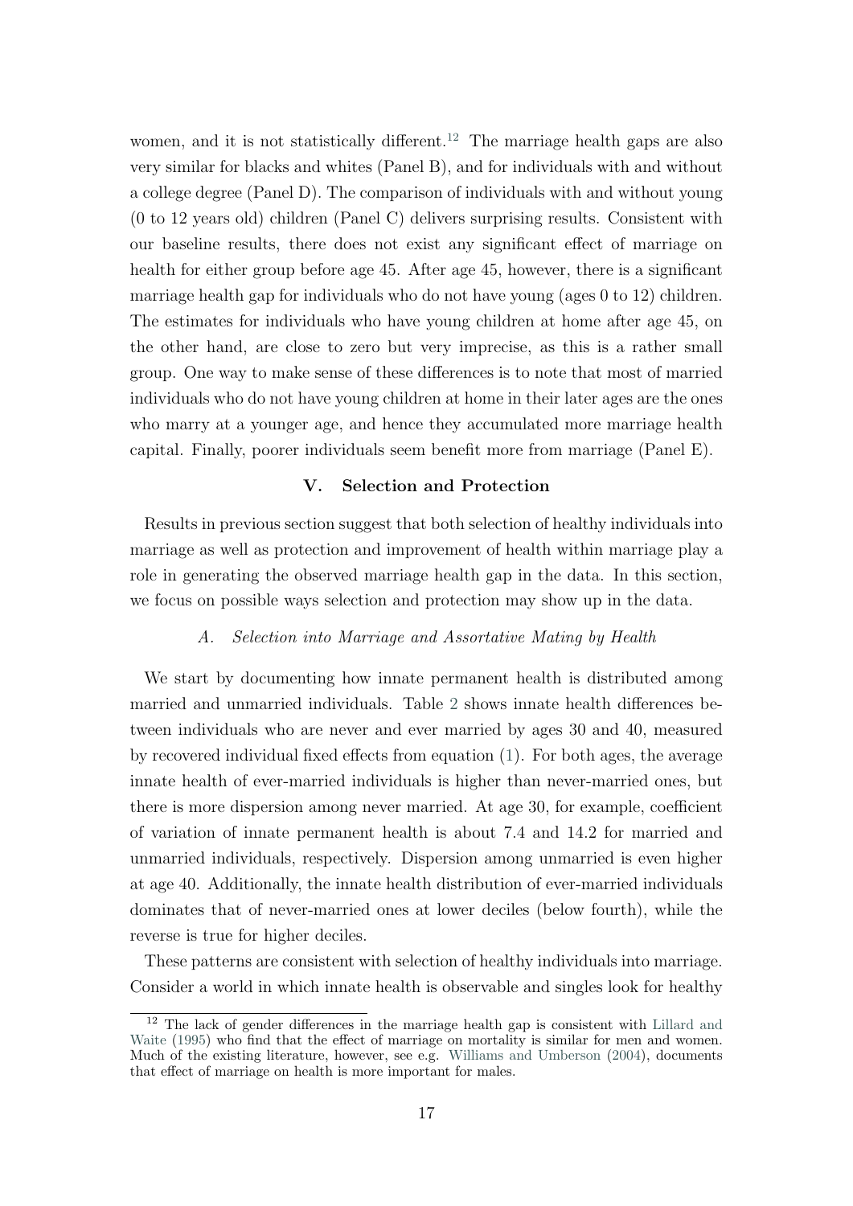women, and it is not statistically different.[12] The marriage health gaps are also very similar for blacks and whites (Panel B), and for individuals with and without a college degree (Panel D). The comparison of individuals with and without young (0 to 12 years old) children (Panel C) delivers surprising results. Consistent with our baseline results, there does not exist any significant effect of marriage on health for either group before age 45. After age 45, however, there is a significant marriage health gap for individuals who do not have young (ages 0 to 12) children. The estimates for individuals who have young children at home after age 45, on the other hand, are close to zero but very imprecise, as this is a rather small group. One way to make sense of these differences is to note that most of married individuals who do not have young children at home in their later ages are the ones who marry at a younger age, and hence they accumulated more marriage health capital. Finally, poorer individuals seem benefit more from marriage (Panel E).

## V. Selection and Protection

Results in previous section suggest that both selection of healthy individuals into marriage as well as protection and improvement of health within marriage play a role in generating the observed marriage health gap in the data. In this section, we focus on possible ways selection and protection may show up in the data.

### A. *Selection into Marriage and Assortative Mating by Health*

We start by documenting how innate permanent health is distributed among married and unmarried individuals. Table 2 shows innate health differences between individuals who are never and ever married by ages 30 and 40, measured by recovered individual fixed effects from equation (1). For both ages, the average innate health of ever-married individuals is higher than never-married ones, but there is more dispersion among never married. At age 30, for example, coefficient of variation of innate permanent health is about 7.4 and 14.2 for married and unmarried individuals, respectively. Dispersion among unmarried is even higher at age 40. Additionally, the innate health distribution of ever-married individuals dominates that of never-married ones at lower deciles (below fourth), while the reverse is true for higher deciles.

These patterns are consistent with selection of healthy individuals into marriage. Consider a world in which innate health is observable and singles look for healthy

[12] The lack of gender differences in the marriage health gap is consistent with Lillard and Waite (1995) who find that the effect of marriage on mortality is similar for men and women. Much of the existing literature, however, see e.g. Williams and Umberson (2004), documents that effect of marriage on health is more important for males.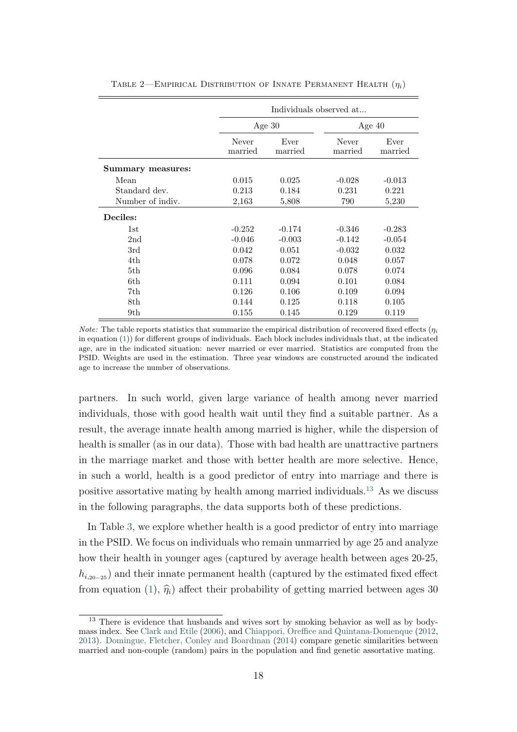TABLE 2—EMPIRICAL DISTRIBUTION OF INNATE PERMANENT HEALTH ($\eta_i$)

| | Individuals observed at... | | | |
|---|---|---|---|---|
| | Age 30 | | Age 40 | |
| | Never married | Ever married | Never married | Ever married |
| **Summary measures:** | | | | |
| Mean | 0.015 | 0.025 | -0.028 | -0.013 |
| Standard dev. | 0.213 | 0.184 | 0.231 | 0.221 |
| Number of indiv. | 2,163 | 5,808 | 790 | 5,230 |
| **Deciles:** | | | | |
| 1st | -0.252 | -0.174 | -0.346 | -0.283 |
| 2nd | -0.046 | -0.003 | -0.142 | -0.054 |
| 3rd | 0.042 | 0.051 | -0.032 | 0.032 |
| 4th | 0.078 | 0.072 | 0.048 | 0.057 |
| 5th | 0.096 | 0.084 | 0.078 | 0.074 |
| 6th | 0.111 | 0.094 | 0.101 | 0.084 |
| 7th | 0.126 | 0.106 | 0.109 | 0.094 |
| 8th | 0.144 | 0.125 | 0.118 | 0.105 |
| 9th | 0.155 | 0.145 | 0.129 | 0.119 |

*Note:* The table reports statistics that summarize the empirical distribution of recovered fixed effects ($\eta_i$ in equation (1)) for different groups of individuals. Each block includes individuals that, at the indicated age, are in the indicated situation: never married or ever married. Statistics are computed from the PSID. Weights are used in the estimation. Three year windows are constructed around the indicated age to increase the number of observations.

partners. In such world, given large variance of health among never married individuals, those with good health wait until they find a suitable partner. As a result, the average innate health among married is higher, while the dispersion of health is smaller (as in our data). Those with bad health are unattractive partners in the marriage market and those with better health are more selective. Hence, in such a world, health is a good predictor of entry into marriage and there is positive assortative mating by health among married individuals.[13] As we discuss in the following paragraphs, the data supports both of these predictions.

In Table 3, we explore whether health is a good predictor of entry into marriage in the PSID. We focus on individuals who remain unmarried by age 25 and analyze how their health in younger ages (captured by average health between ages 20-25, $h_{i,20-25}$) and their innate permanent health (captured by the estimated fixed effect from equation (1), $\widehat{\eta}_i$) affect their probability of getting married between ages 30

[13] There is evidence that husbands and wives sort by smoking behavior as well as by body-mass index. See Clark and Etile (2006), and Chiappori, Oreffice and Quintana-Domenque (2012, 2013). Domingue, Fletcher, Conley and Boardman (2014) compare genetic similarities between married and non-couple (random) pairs in the population and find genetic assortative mating.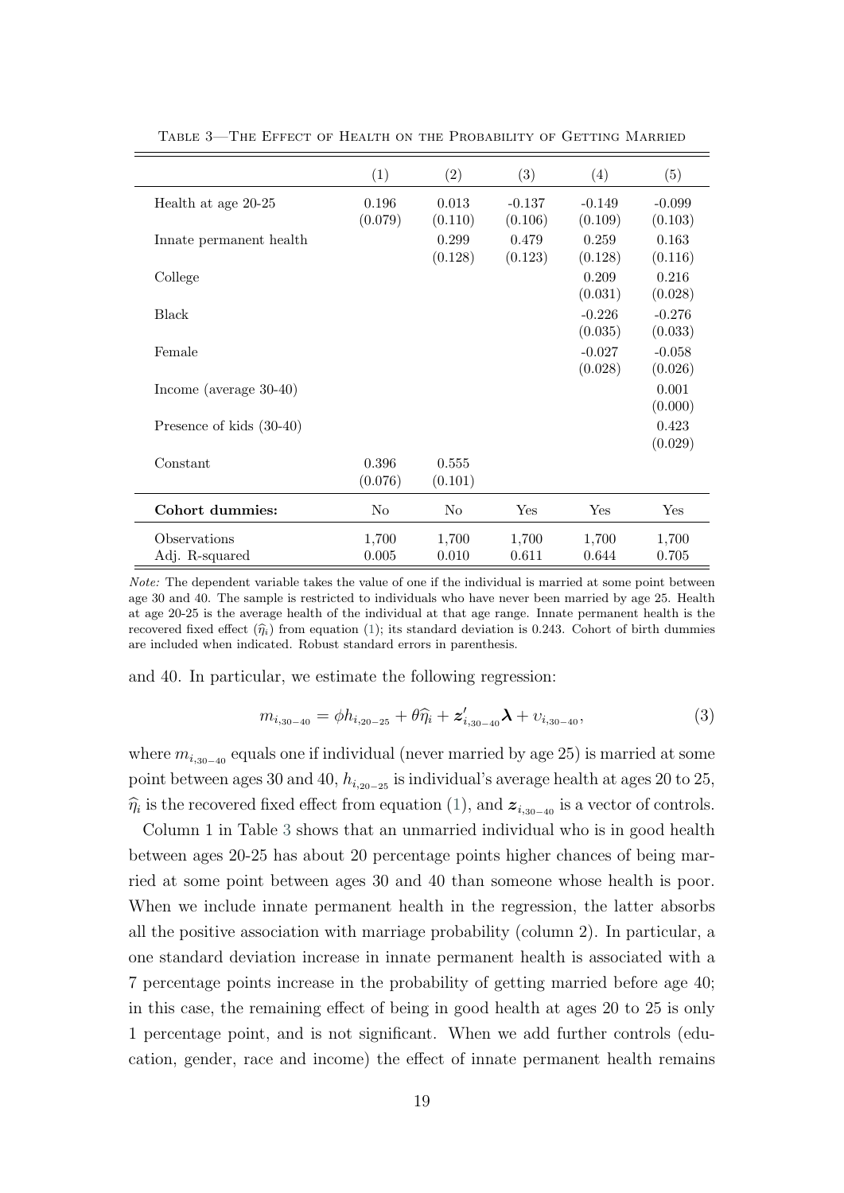Table 3—The Effect of Health on the Probability of Getting Married

| | (1) | (2) | (3) | (4) | (5) |
|---|---|---|---|---|---|
| Health at age 20-25 | 0.196 | 0.013 | -0.137 | -0.149 | -0.099 |
| | (0.079) | (0.110) | (0.106) | (0.109) | (0.103) |
| Innate permanent health | | 0.299 | 0.479 | 0.259 | 0.163 |
| | | (0.128) | (0.123) | (0.128) | (0.116) |
| College | | | | 0.209 | 0.216 |
| | | | | (0.031) | (0.028) |
| Black | | | | -0.226 | -0.276 |
| | | | | (0.035) | (0.033) |
| Female | | | | -0.027 | -0.058 |
| | | | | (0.028) | (0.026) |
| Income (average 30-40) | | | | | 0.001 |
| | | | | | (0.000) |
| Presence of kids (30-40) | | | | | 0.423 |
| | | | | | (0.029) |
| Constant | 0.396 | 0.555 | | | |
| | (0.076) | (0.101) | | | |
| **Cohort dummies:** | No | No | Yes | Yes | Yes |
| Observations | 1,700 | 1,700 | 1,700 | 1,700 | 1,700 |
| Adj. R-squared | 0.005 | 0.010 | 0.611 | 0.644 | 0.705 |

*Note:* The dependent variable takes the value of one if the individual is married at some point between age 30 and 40. The sample is restricted to individuals who have never been married by age 25. Health at age 20-25 is the average health of the individual at that age range. Innate permanent health is the recovered fixed effect ($\widehat{\eta}_i$) from equation (1); its standard deviation is 0.243. Cohort of birth dummies are included when indicated. Robust standard errors in parenthesis.

and 40. In particular, we estimate the following regression:

$$m_{i_{,30-40}} = \phi h_{i_{,20-25}} + \theta \widehat{\eta}_i + \boldsymbol{z}'_{i_{,30-40}} \boldsymbol{\lambda} + \upsilon_{i_{,30-40}}, \tag{3}$$

where $m_{i_{,30-40}}$ equals one if individual (never married by age 25) is married at some point between ages 30 and 40, $h_{i_{,20-25}}$ is individual's average health at ages 20 to 25, $\widehat{\eta}_i$ is the recovered fixed effect from equation (1), and $\boldsymbol{z}_{i_{,30-40}}$ is a vector of controls.

Column 1 in Table 3 shows that an unmarried individual who is in good health between ages 20-25 has about 20 percentage points higher chances of being married at some point between ages 30 and 40 than someone whose health is poor. When we include innate permanent health in the regression, the latter absorbs all the positive association with marriage probability (column 2). In particular, a one standard deviation increase in innate permanent health is associated with a 7 percentage points increase in the probability of getting married before age 40; in this case, the remaining effect of being in good health at ages 20 to 25 is only 1 percentage point, and is not significant. When we add further controls (education, gender, race and income) the effect of innate permanent health remains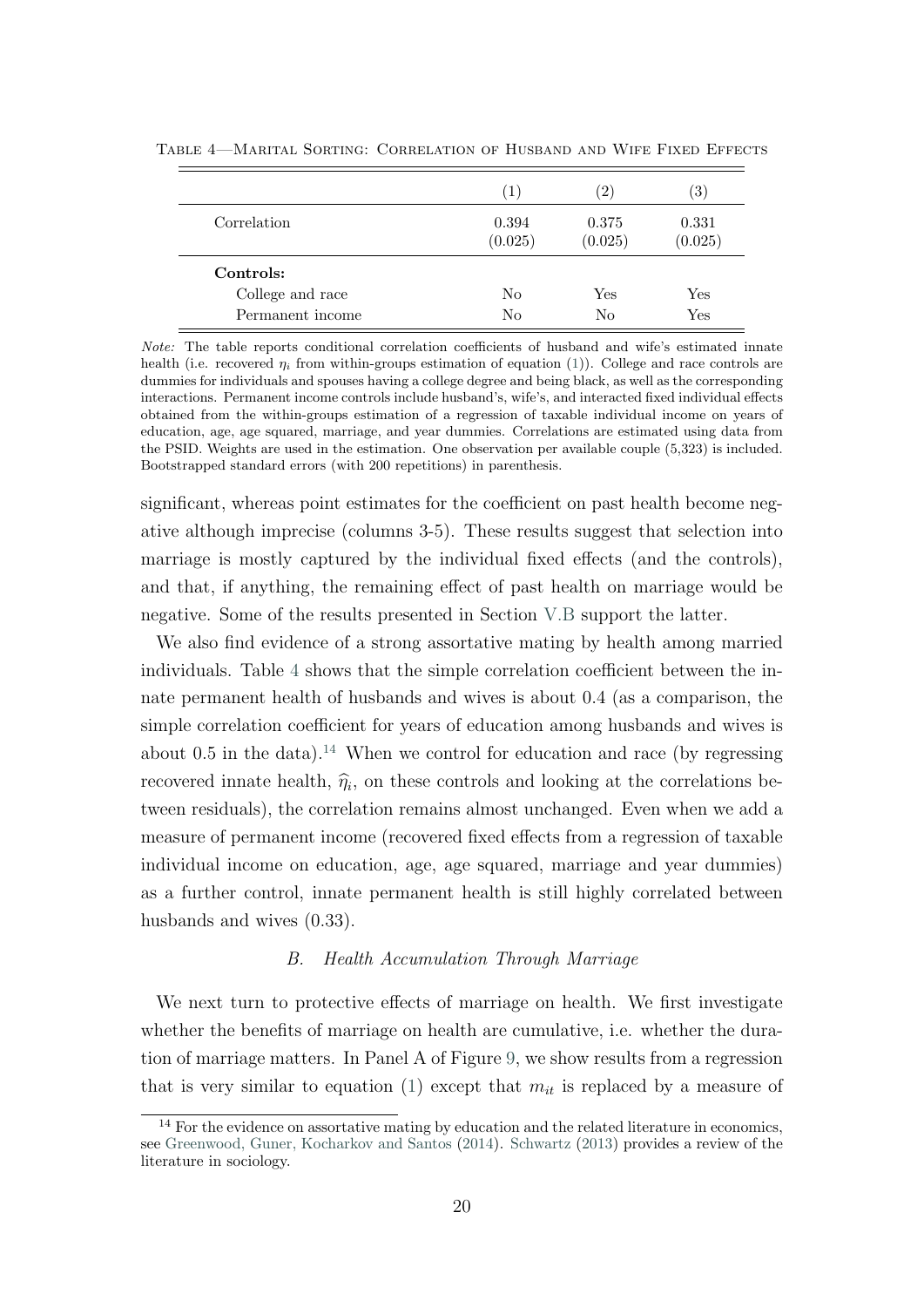Table 4—Marital Sorting: Correlation of Husband and Wife Fixed Effects

| | (1) | (2) | (3) |
|---|---|---|---|
| Correlation | 0.394 | 0.375 | 0.331 |
| | (0.025) | (0.025) | (0.025) |
| **Controls:** | | | |
| College and race | No | Yes | Yes |
| Permanent income | No | No | Yes |

*Note:* The table reports conditional correlation coefficients of husband and wife's estimated innate health (i.e. recovered $\eta_i$ from within-groups estimation of equation (1)). College and race controls are dummies for individuals and spouses having a college degree and being black, as well as the corresponding interactions. Permanent income controls include husband's, wife's, and interacted fixed individual effects obtained from the within-groups estimation of a regression of taxable individual income on years of education, age, age squared, marriage, and year dummies. Correlations are estimated using data from the PSID. Weights are used in the estimation. One observation per available couple (5,323) is included. Bootstrapped standard errors (with 200 repetitions) in parenthesis.

significant, whereas point estimates for the coefficient on past health become negative although imprecise (columns 3-5). These results suggest that selection into marriage is mostly captured by the individual fixed effects (and the controls), and that, if anything, the remaining effect of past health on marriage would be negative. Some of the results presented in Section V.B support the latter.

We also find evidence of a strong assortative mating by health among married individuals. Table 4 shows that the simple correlation coefficient between the innate permanent health of husbands and wives is about 0.4 (as a comparison, the simple correlation coefficient for years of education among husbands and wives is about 0.5 in the data).[14] When we control for education and race (by regressing recovered innate health, $\widehat{\eta}_i$, on these controls and looking at the correlations between residuals), the correlation remains almost unchanged. Even when we add a measure of permanent income (recovered fixed effects from a regression of taxable individual income on education, age, age squared, marriage and year dummies) as a further control, innate permanent health is still highly correlated between husbands and wives (0.33).

### B. *Health Accumulation Through Marriage*

We next turn to protective effects of marriage on health. We first investigate whether the benefits of marriage on health are cumulative, i.e. whether the duration of marriage matters. In Panel A of Figure 9, we show results from a regression that is very similar to equation (1) except that $m_{it}$ is replaced by a measure of

[14] For the evidence on assortative mating by education and the related literature in economics, see Greenwood, Guner, Kocharkov and Santos (2014). Schwartz (2013) provides a review of the literature in sociology.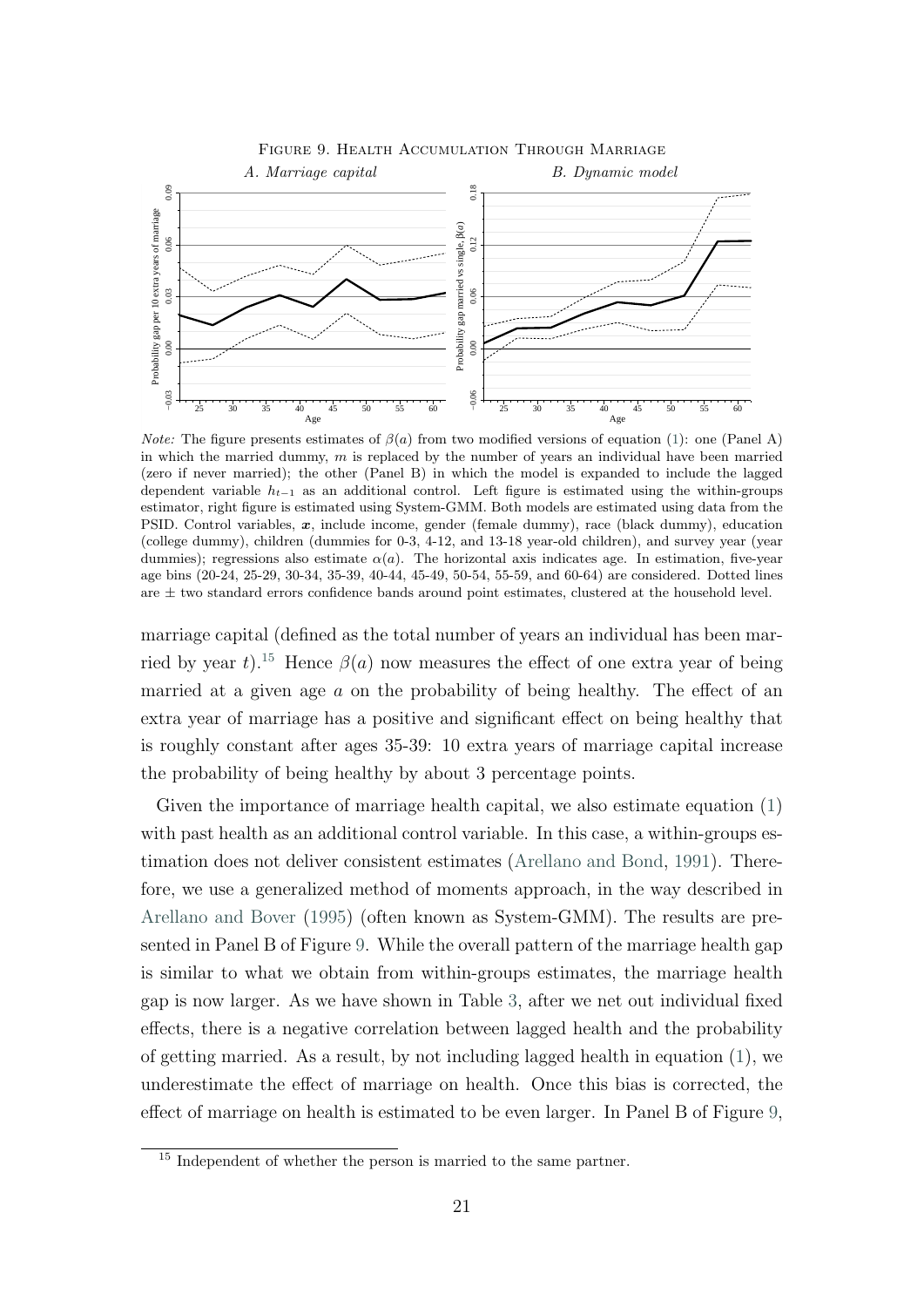Figure 9. Health Accumulation Through Marriage

*A. Marriage capital* *B. Dynamic model*

*Note:* The figure presents estimates of $\beta(a)$ from two modified versions of equation (1): one (Panel A) in which the married dummy, $m$ is replaced by the number of years an individual have been married (zero if never married); the other (Panel B) in which the model is expanded to include the lagged dependent variable $h_{t-1}$ as an additional control. Left figure is estimated using the within-groups estimator, right figure is estimated using System-GMM. Both models are estimated using data from the PSID. Control variables, $\boldsymbol{x}$, include income, gender (female dummy), race (black dummy), education (college dummy), children (dummies for 0-3, 4-12, and 13-18 year-old children), and survey year (year dummies); regressions also estimate $\alpha(a)$. The horizontal axis indicates age. In estimation, five-year age bins (20-24, 25-29, 30-34, 35-39, 40-44, 45-49, 50-54, 55-59, and 60-64) are considered. Dotted lines are $\pm$ two standard errors confidence bands around point estimates, clustered at the household level.

marriage capital (defined as the total number of years an individual has been married by year $t$).[15] Hence $\beta(a)$ now measures the effect of one extra year of being married at a given age $a$ on the probability of being healthy. The effect of an extra year of marriage has a positive and significant effect on being healthy that is roughly constant after ages 35-39: 10 extra years of marriage capital increase the probability of being healthy by about 3 percentage points.

Given the importance of marriage health capital, we also estimate equation (1) with past health as an additional control variable. In this case, a within-groups estimation does not deliver consistent estimates (Arellano and Bond, 1991). Therefore, we use a generalized method of moments approach, in the way described in Arellano and Bover (1995) (often known as System-GMM). The results are presented in Panel B of Figure 9. While the overall pattern of the marriage health gap is similar to what we obtain from within-groups estimates, the marriage health gap is now larger. As we have shown in Table 3, after we net out individual fixed effects, there is a negative correlation between lagged health and the probability of getting married. As a result, by not including lagged health in equation (1), we underestimate the effect of marriage on health. Once this bias is corrected, the effect of marriage on health is estimated to be even larger. In Panel B of Figure 9,

[15] Independent of whether the person is married to the same partner.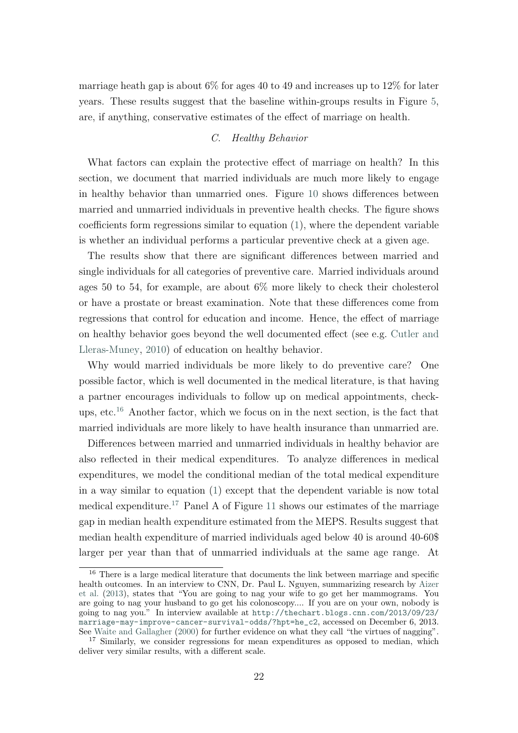marriage heath gap is about 6% for ages 40 to 49 and increases up to 12% for later years. These results suggest that the baseline within-groups results in Figure 5, are, if anything, conservative estimates of the effect of marriage on health.

### C. *Healthy Behavior*

What factors can explain the protective effect of marriage on health? In this section, we document that married individuals are much more likely to engage in healthy behavior than unmarried ones. Figure 10 shows differences between married and unmarried individuals in preventive health checks. The figure shows coefficients form regressions similar to equation (1), where the dependent variable is whether an individual performs a particular preventive check at a given age.

The results show that there are significant differences between married and single individuals for all categories of preventive care. Married individuals around ages 50 to 54, for example, are about 6% more likely to check their cholesterol or have a prostate or breast examination. Note that these differences come from regressions that control for education and income. Hence, the effect of marriage on healthy behavior goes beyond the well documented effect (see e.g. Cutler and Lleras-Muney, 2010) of education on healthy behavior.

Why would married individuals be more likely to do preventive care? One possible factor, which is well documented in the medical literature, is that having a partner encourages individuals to follow up on medical appointments, check-ups, etc.[16] Another factor, which we focus on in the next section, is the fact that married individuals are more likely to have health insurance than unmarried are.

Differences between married and unmarried individuals in healthy behavior are also reflected in their medical expenditures. To analyze differences in medical expenditures, we model the conditional median of the total medical expenditure in a way similar to equation (1) except that the dependent variable is now total medical expenditure.[17] Panel A of Figure 11 shows our estimates of the marriage gap in median health expenditure estimated from the MEPS. Results suggest that median health expenditure of married individuals aged below 40 is around 40-60$ larger per year than that of unmarried individuals at the same age range. At

[16] There is a large medical literature that documents the link between marriage and specific health outcomes. In an interview to CNN, Dr. Paul L. Nguyen, summarizing research by Aizer et al. (2013), states that "You are going to nag your wife to go get her mammograms. You are going to nag your husband to go get his colonoscopy.... If you are on your own, nobody is going to nag you." In interview available at http://thechart.blogs.cnn.com/2013/09/23/marriage-may-improve-cancer-survival-odds/?hpt=he_c2, accessed on December 6, 2013. See Waite and Gallagher (2000) for further evidence on what they call "the virtues of nagging".

[17] Similarly, we consider regressions for mean expenditures as opposed to median, which deliver very similar results, with a different scale.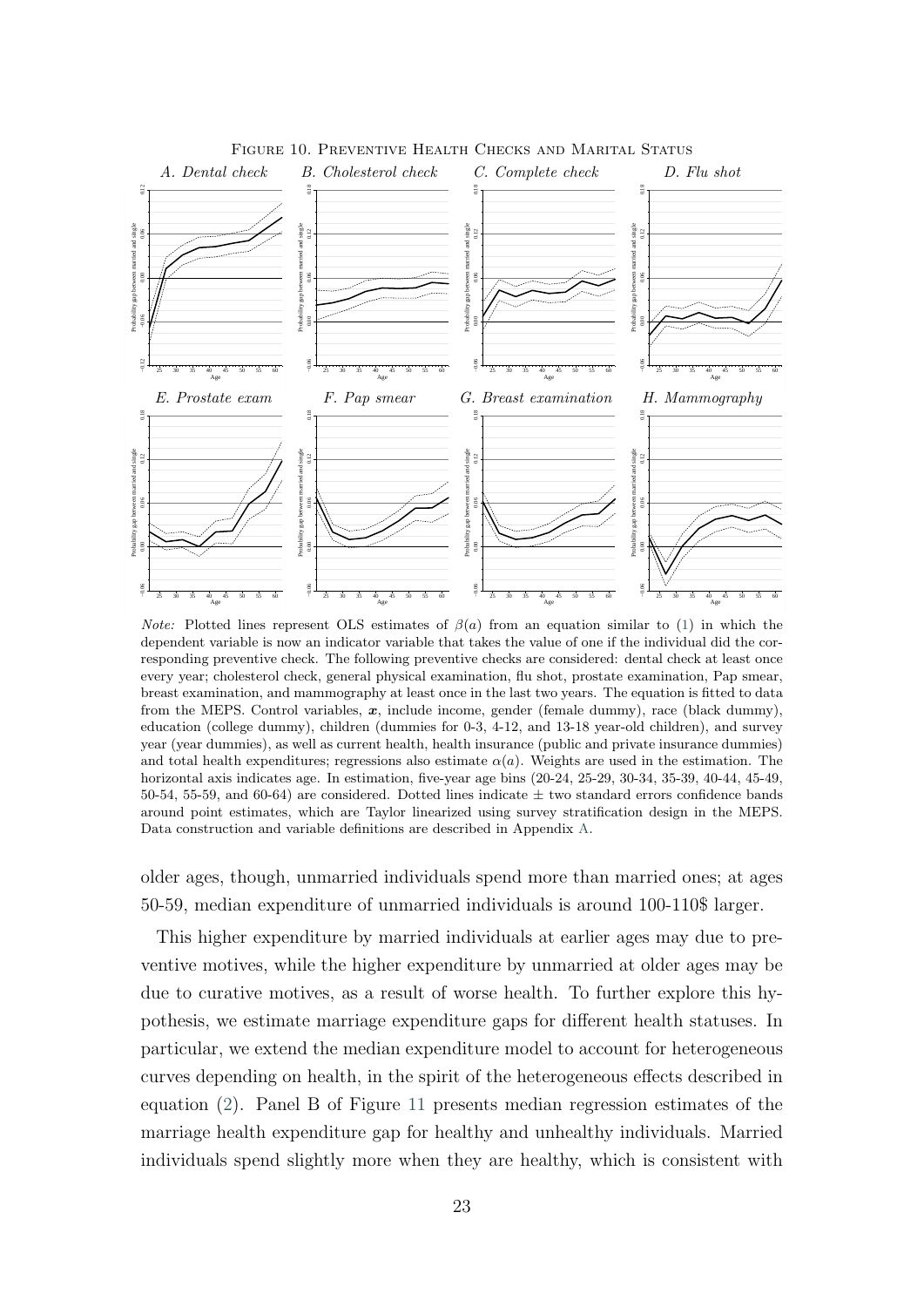FIGURE 10. PREVENTIVE HEALTH CHECKS AND MARITAL STATUS

*A. Dental check* *B. Cholesterol check* *C. Complete check* *D. Flu shot*

*E. Prostate exam* *F. Pap smear* *G. Breast examination* *H. Mammography*

*Note:* Plotted lines represent OLS estimates of $\beta(a)$ from an equation similar to (1) in which the dependent variable is now an indicator variable that takes the value of one if the individual did the corresponding preventive check. The following preventive checks are considered: dental check at least once every year; cholesterol check, general physical examination, flu shot, prostate examination, Pap smear, breast examination, and mammography at least once in the last two years. The equation is fitted to data from the MEPS. Control variables, $\boldsymbol{x}$, include income, gender (female dummy), race (black dummy), education (college dummy), children (dummies for 0-3, 4-12, and 13-18 year-old children), and survey year (year dummies), as well as current health, health insurance (public and private insurance dummies) and total health expenditures; regressions also estimate $\alpha(a)$. Weights are used in the estimation. The horizontal axis indicates age. In estimation, five-year age bins (20-24, 25-29, 30-34, 35-39, 40-44, 45-49, 50-54, 55-59, and 60-64) are considered. Dotted lines indicate $\pm$ two standard errors confidence bands around point estimates, which are Taylor linearized using survey stratification design in the MEPS. Data construction and variable definitions are described in Appendix A.

older ages, though, unmarried individuals spend more than married ones; at ages 50-59, median expenditure of unmarried individuals is around 100-110$ larger.

This higher expenditure by married individuals at earlier ages may due to preventive motives, while the higher expenditure by unmarried at older ages may be due to curative motives, as a result of worse health. To further explore this hypothesis, we estimate marriage expenditure gaps for different health statuses. In particular, we extend the median expenditure model to account for heterogeneous curves depending on health, in the spirit of the heterogeneous effects described in equation (2). Panel B of Figure 11 presents median regression estimates of the marriage health expenditure gap for healthy and unhealthy individuals. Married individuals spend slightly more when they are healthy, which is consistent with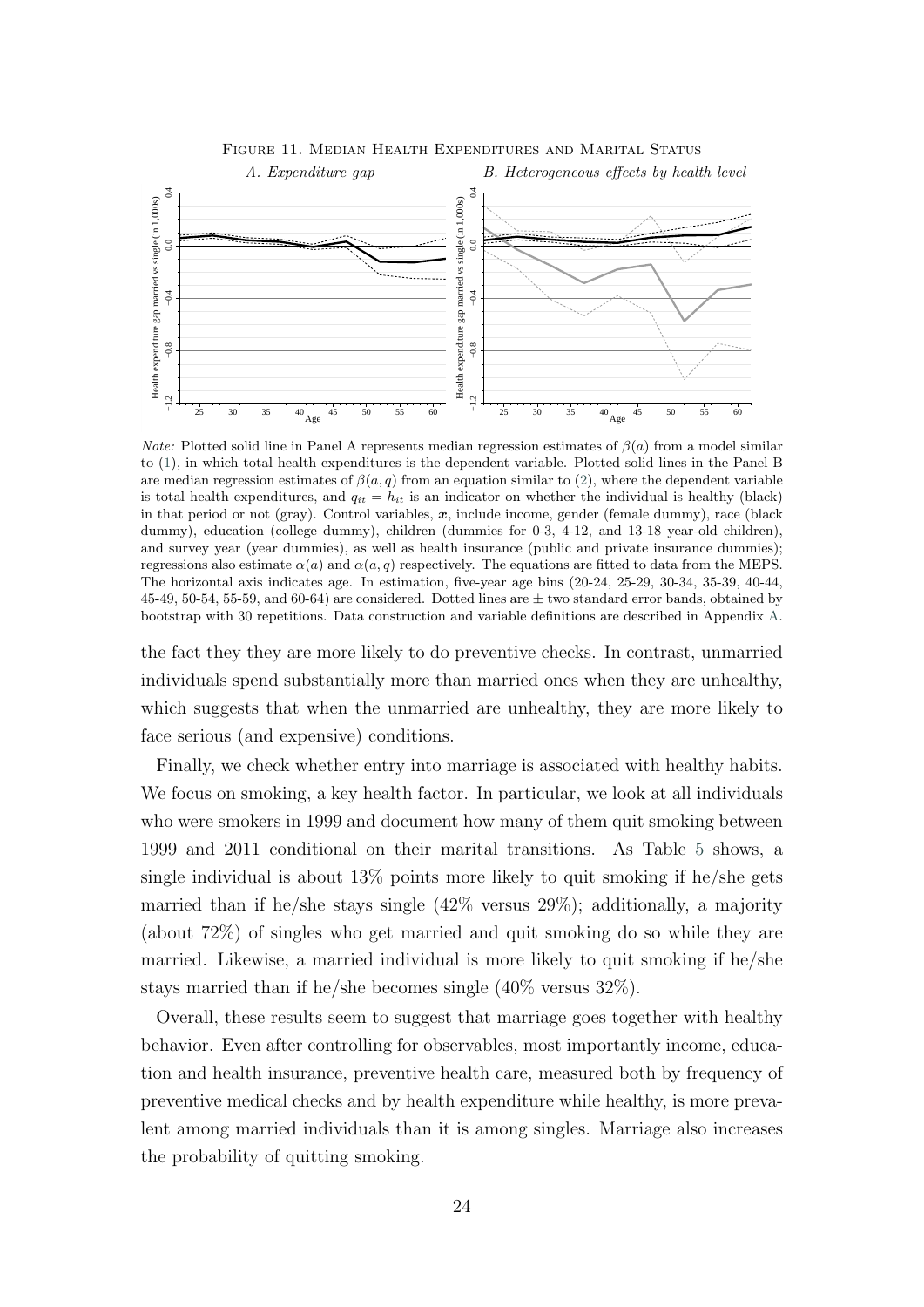Figure 11. Median Health Expenditures and Marital Status

*A. Expenditure gap* *B. Heterogeneous effects by health level*

*Note:* Plotted solid line in Panel A represents median regression estimates of $\beta(a)$ from a model similar to (1), in which total health expenditures is the dependent variable. Plotted solid lines in the Panel B are median regression estimates of $\beta(a, q)$ from an equation similar to (2), where the dependent variable is total health expenditures, and $q_{it} = h_{it}$ is an indicator on whether the individual is healthy (black) in that period or not (gray). Control variables, $\boldsymbol{x}$, include income, gender (female dummy), race (black dummy), education (college dummy), children (dummies for 0-3, 4-12, and 13-18 year-old children), and survey year (year dummies), as well as health insurance (public and private insurance dummies); regressions also estimate $\alpha(a)$ and $\alpha(a, q)$ respectively. The equations are fitted to data from the MEPS. The horizontal axis indicates age. In estimation, five-year age bins (20-24, 25-29, 30-34, 35-39, 40-44, 45-49, 50-54, 55-59, and 60-64) are considered. Dotted lines are $\pm$ two standard error bands, obtained by bootstrap with 30 repetitions. Data construction and variable definitions are described in Appendix A.

the fact they they are more likely to do preventive checks. In contrast, unmarried individuals spend substantially more than married ones when they are unhealthy, which suggests that when the unmarried are unhealthy, they are more likely to face serious (and expensive) conditions.

Finally, we check whether entry into marriage is associated with healthy habits. We focus on smoking, a key health factor. In particular, we look at all individuals who were smokers in 1999 and document how many of them quit smoking between 1999 and 2011 conditional on their marital transitions. As Table 5 shows, a single individual is about 13% points more likely to quit smoking if he/she gets married than if he/she stays single (42% versus 29%); additionally, a majority (about 72%) of singles who get married and quit smoking do so while they are married. Likewise, a married individual is more likely to quit smoking if he/she stays married than if he/she becomes single (40% versus 32%).

Overall, these results seem to suggest that marriage goes together with healthy behavior. Even after controlling for observables, most importantly income, education and health insurance, preventive health care, measured both by frequency of preventive medical checks and by health expenditure while healthy, is more prevalent among married individuals than it is among singles. Marriage also increases the probability of quitting smoking.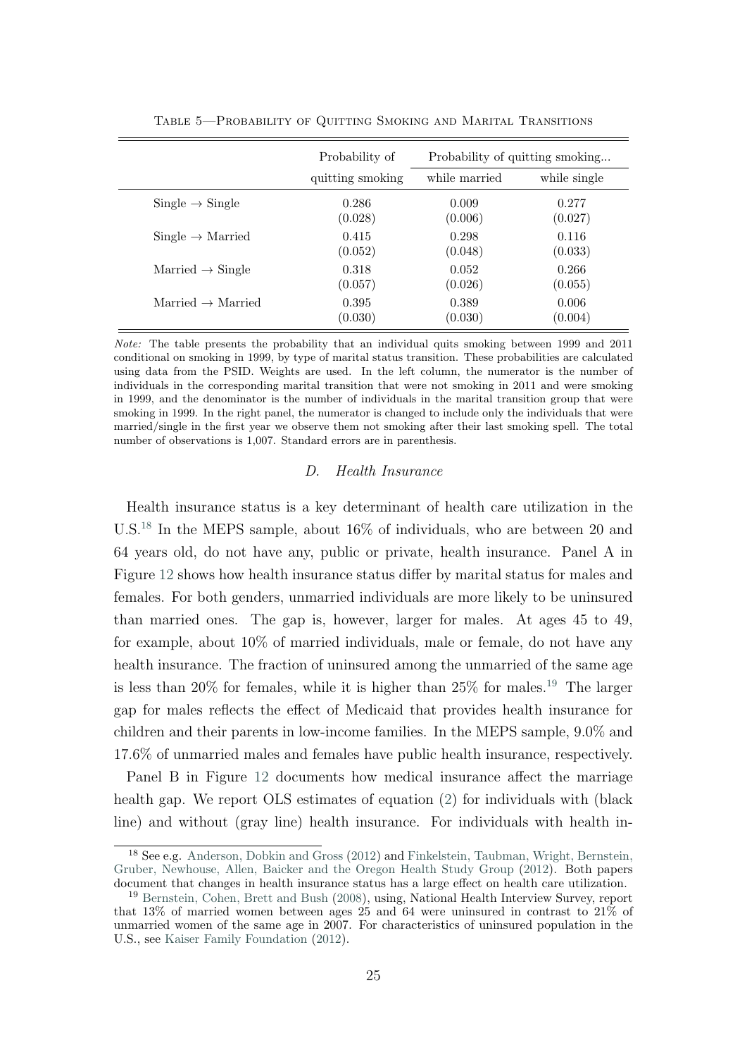Table 5—Probability of Quitting Smoking and Marital Transitions

| | Probability of quitting smoking | Probability of quitting smoking... | |
|---|---|---|---|
| | | while married | while single |
| Single → Single | 0.286 | 0.009 | 0.277 |
| | (0.028) | (0.006) | (0.027) |
| Single → Married | 0.415 | 0.298 | 0.116 |
| | (0.052) | (0.048) | (0.033) |
| Married → Single | 0.318 | 0.052 | 0.266 |
| | (0.057) | (0.026) | (0.055) |
| Married → Married | 0.395 | 0.389 | 0.006 |
| | (0.030) | (0.030) | (0.004) |

*Note:* The table presents the probability that an individual quits smoking between 1999 and 2011 conditional on smoking in 1999, by type of marital status transition. These probabilities are calculated using data from the PSID. Weights are used. In the left column, the numerator is the number of individuals in the corresponding marital transition that were not smoking in 2011 and were smoking in 1999, and the denominator is the number of individuals in the marital transition group that were smoking in 1999. In the right panel, the numerator is changed to include only the individuals that were married/single in the first year we observe them not smoking after their last smoking spell. The total number of observations is 1,007. Standard errors are in parenthesis.

### D. *Health Insurance*

Health insurance status is a key determinant of health care utilization in the U.S.[18] In the MEPS sample, about 16% of individuals, who are between 20 and 64 years old, do not have any, public or private, health insurance. Panel A in Figure 12 shows how health insurance status differ by marital status for males and females. For both genders, unmarried individuals are more likely to be uninsured than married ones. The gap is, however, larger for males. At ages 45 to 49, for example, about 10% of married individuals, male or female, do not have any health insurance. The fraction of uninsured among the unmarried of the same age is less than 20% for females, while it is higher than 25% for males.[19] The larger gap for males reflects the effect of Medicaid that provides health insurance for children and their parents in low-income families. In the MEPS sample, 9.0% and 17.6% of unmarried males and females have public health insurance, respectively.

Panel B in Figure 12 documents how medical insurance affect the marriage health gap. We report OLS estimates of equation (2) for individuals with (black line) and without (gray line) health insurance. For individuals with health in-

[18] See e.g. Anderson, Dobkin and Gross (2012) and Finkelstein, Taubman, Wright, Bernstein, Gruber, Newhouse, Allen, Baicker and the Oregon Health Study Group (2012). Both papers document that changes in health insurance status has a large effect on health care utilization.

[19] Bernstein, Cohen, Brett and Bush (2008), using, National Health Interview Survey, report that 13% of married women between ages 25 and 64 were uninsured in contrast to 21% of unmarried women of the same age in 2007. For characteristics of uninsured population in the U.S., see Kaiser Family Foundation (2012).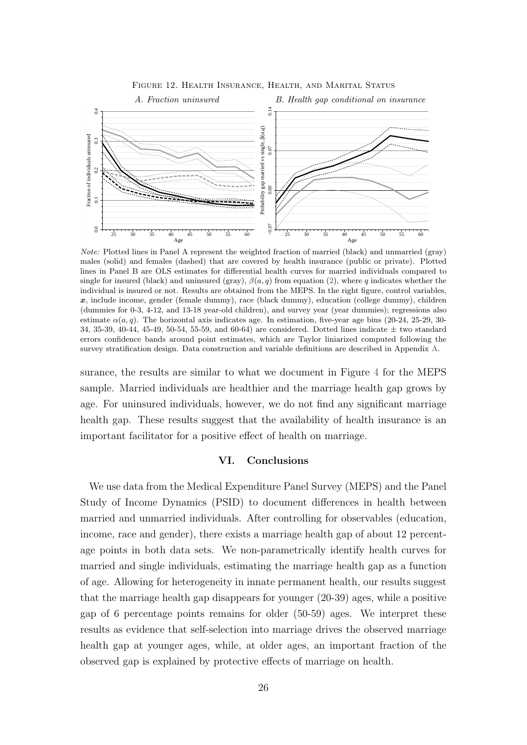Figure 12. Health Insurance, Health, and Marital Status

*A. Fraction uninsured* *B. Health gap conditional on insurance*

*Note:* Plotted lines in Panel A represent the weighted fraction of married (black) and unmarried (gray) males (solid) and females (dashed) that are covered by health insurance (public or private). Plotted lines in Panel B are OLS estimates for differential health curves for married individuals compared to single for insured (black) and uninsured (gray), $\beta(a, q)$ from equation (2), where $q$ indicates whether the individual is insured or not. Results are obtained from the MEPS. In the right figure, control variables, $\boldsymbol{x}$, include income, gender (female dummy), race (black dummy), education (college dummy), children (dummies for 0-3, 4-12, and 13-18 year-old children), and survey year (year dummies); regressions also estimate $\alpha(a, q)$. The horizontal axis indicates age. In estimation, five-year age bins (20-24, 25-29, 30-34, 35-39, 40-44, 45-49, 50-54, 55-59, and 60-64) are considered. Dotted lines indicate $\pm$ two standard errors confidence bands around point estimates, which are Taylor liniarized computed following the survey stratification design. Data construction and variable definitions are described in Appendix A.

surance, the results are similar to what we document in Figure 4 for the MEPS sample. Married individuals are healthier and the marriage health gap grows by age. For uninsured individuals, however, we do not find any significant marriage health gap. These results suggest that the availability of health insurance is an important facilitator for a positive effect of health on marriage.

## VI. Conclusions

We use data from the Medical Expenditure Panel Survey (MEPS) and the Panel Study of Income Dynamics (PSID) to document differences in health between married and unmarried individuals. After controlling for observables (education, income, race and gender), there exists a marriage health gap of about 12 percentage points in both data sets. We non-parametrically identify health curves for married and single individuals, estimating the marriage health gap as a function of age. Allowing for heterogeneity in innate permanent health, our results suggest that the marriage health gap disappears for younger (20-39) ages, while a positive gap of 6 percentage points remains for older (50-59) ages. We interpret these results as evidence that self-selection into marriage drives the observed marriage health gap at younger ages, while, at older ages, an important fraction of the observed gap is explained by protective effects of marriage on health.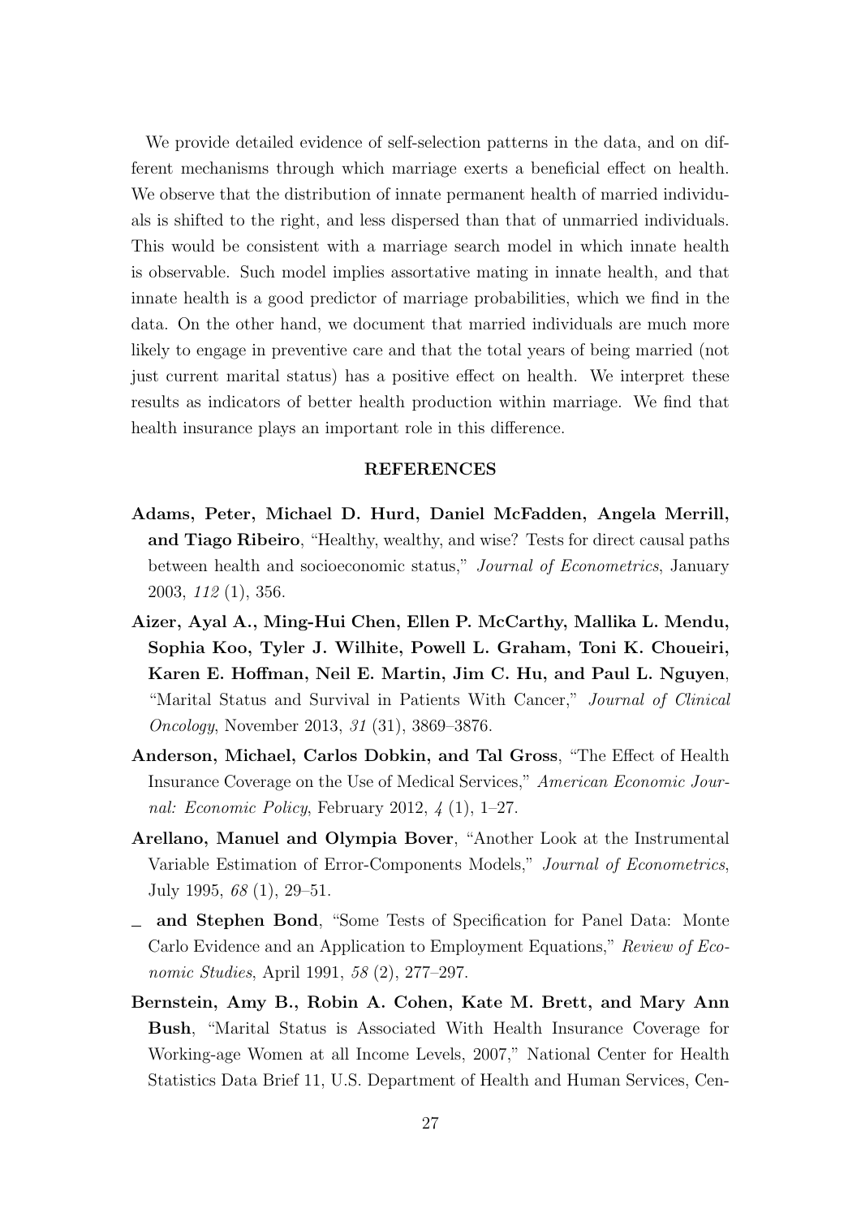We provide detailed evidence of self-selection patterns in the data, and on different mechanisms through which marriage exerts a beneficial effect on health. We observe that the distribution of innate permanent health of married individuals is shifted to the right, and less dispersed than that of unmarried individuals. This would be consistent with a marriage search model in which innate health is observable. Such model implies assortative mating in innate health, and that innate health is a good predictor of marriage probabilities, which we find in the data. On the other hand, we document that married individuals are much more likely to engage in preventive care and that the total years of being married (not just current marital status) has a positive effect on health. We interpret these results as indicators of better health production within marriage. We find that health insurance plays an important role in this difference.

## REFERENCES

**Adams, Peter, Michael D. Hurd, Daniel McFadden, Angela Merrill, and Tiago Ribeiro**, "Healthy, wealthy, and wise? Tests for direct causal paths between health and socioeconomic status," *Journal of Econometrics*, January 2003, *112* (1), 356.

**Aizer, Ayal A., Ming-Hui Chen, Ellen P. McCarthy, Mallika L. Mendu, Sophia Koo, Tyler J. Wilhite, Powell L. Graham, Toni K. Choueiri, Karen E. Hoffman, Neil E. Martin, Jim C. Hu, and Paul L. Nguyen**, "Marital Status and Survival in Patients With Cancer," *Journal of Clinical Oncology*, November 2013, *31* (31), 3869–3876.

**Anderson, Michael, Carlos Dobkin, and Tal Gross**, "The Effect of Health Insurance Coverage on the Use of Medical Services," *American Economic Journal: Economic Policy*, February 2012, *4* (1), 1–27.

**Arellano, Manuel and Olympia Bover**, "Another Look at the Instrumental Variable Estimation of Error-Components Models," *Journal of Econometrics*, July 1995, *68* (1), 29–51.

**_ and Stephen Bond**, "Some Tests of Specification for Panel Data: Monte Carlo Evidence and an Application to Employment Equations," *Review of Economic Studies*, April 1991, *58* (2), 277–297.

**Bernstein, Amy B., Robin A. Cohen, Kate M. Brett, and Mary Ann Bush**, "Marital Status is Associated With Health Insurance Coverage for Working-age Women at all Income Levels, 2007," National Center for Health Statistics Data Brief 11, U.S. Department of Health and Human Services, Cen-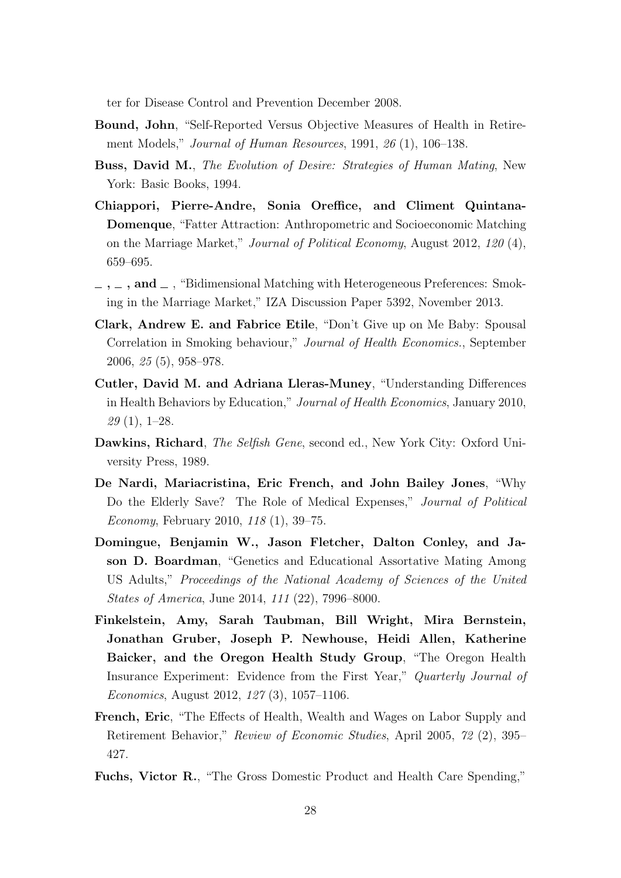ter for Disease Control and Prevention December 2008.

**Bound, John**, "Self-Reported Versus Objective Measures of Health in Retirement Models," *Journal of Human Resources*, 1991, *26* (1), 106–138.

**Buss, David M.**, *The Evolution of Desire: Strategies of Human Mating*, New York: Basic Books, 1994.

**Chiappori, Pierre-Andre, Sonia Oreffice, and Climent Quintana-Domenque**, "Fatter Attraction: Anthropometric and Socioeconomic Matching on the Marriage Market," *Journal of Political Economy*, August 2012, *120* (4), 659–695.

**_ , _ , and _** , "Bidimensional Matching with Heterogeneous Preferences: Smoking in the Marriage Market," IZA Discussion Paper 5392, November 2013.

**Clark, Andrew E. and Fabrice Etile**, "Don't Give up on Me Baby: Spousal Correlation in Smoking behaviour," *Journal of Health Economics.*, September 2006, *25* (5), 958–978.

**Cutler, David M. and Adriana Lleras-Muney**, "Understanding Differences in Health Behaviors by Education," *Journal of Health Economics*, January 2010, *29* (1), 1–28.

**Dawkins, Richard**, *The Selfish Gene*, second ed., New York City: Oxford University Press, 1989.

**De Nardi, Mariacristina, Eric French, and John Bailey Jones**, "Why Do the Elderly Save? The Role of Medical Expenses," *Journal of Political Economy*, February 2010, *118* (1), 39–75.

**Domingue, Benjamin W., Jason Fletcher, Dalton Conley, and Jason D. Boardman**, "Genetics and Educational Assortative Mating Among US Adults," *Proceedings of the National Academy of Sciences of the United States of America*, June 2014, *111* (22), 7996–8000.

**Finkelstein, Amy, Sarah Taubman, Bill Wright, Mira Bernstein, Jonathan Gruber, Joseph P. Newhouse, Heidi Allen, Katherine Baicker, and the Oregon Health Study Group**, "The Oregon Health Insurance Experiment: Evidence from the First Year," *Quarterly Journal of Economics*, August 2012, *127* (3), 1057–1106.

**French, Eric**, "The Effects of Health, Wealth and Wages on Labor Supply and Retirement Behavior," *Review of Economic Studies*, April 2005, *72* (2), 395–427.

**Fuchs, Victor R.**, "The Gross Domestic Product and Health Care Spending,"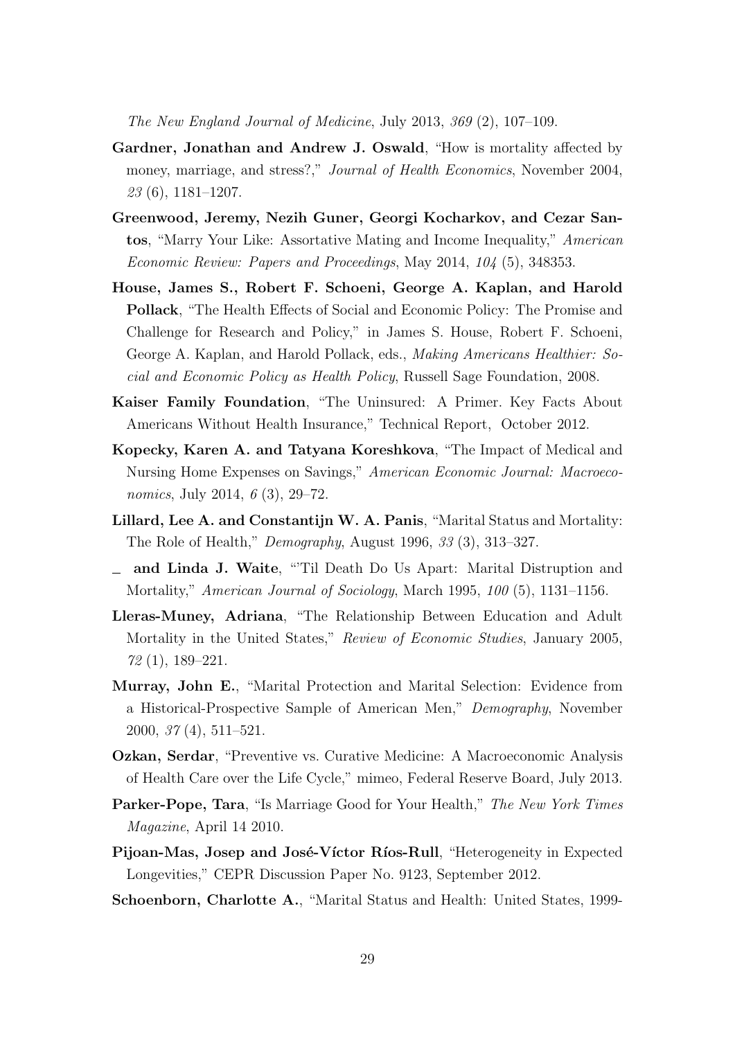*The New England Journal of Medicine*, July 2013, *369* (2), 107–109.

**Gardner, Jonathan and Andrew J. Oswald**, "How is mortality affected by money, marriage, and stress?," *Journal of Health Economics*, November 2004, *23* (6), 1181–1207.

**Greenwood, Jeremy, Nezih Guner, Georgi Kocharkov, and Cezar Santos**, "Marry Your Like: Assortative Mating and Income Inequality," *American Economic Review: Papers and Proceedings*, May 2014, *104* (5), 348353.

**House, James S., Robert F. Schoeni, George A. Kaplan, and Harold Pollack**, "The Health Effects of Social and Economic Policy: The Promise and Challenge for Research and Policy," in James S. House, Robert F. Schoeni, George A. Kaplan, and Harold Pollack, eds., *Making Americans Healthier: Social and Economic Policy as Health Policy*, Russell Sage Foundation, 2008.

**Kaiser Family Foundation**, "The Uninsured: A Primer. Key Facts About Americans Without Health Insurance," Technical Report, October 2012.

**Kopecky, Karen A. and Tatyana Koreshkova**, "The Impact of Medical and Nursing Home Expenses on Savings," *American Economic Journal: Macroeconomics*, July 2014, *6* (3), 29–72.

**Lillard, Lee A. and Constantijn W. A. Panis**, "Marital Status and Mortality: The Role of Health," *Demography*, August 1996, *33* (3), 313–327.

**_ and Linda J. Waite**, "'Til Death Do Us Apart: Marital Distruption and Mortality," *American Journal of Sociology*, March 1995, *100* (5), 1131–1156.

**Lleras-Muney, Adriana**, "The Relationship Between Education and Adult Mortality in the United States," *Review of Economic Studies*, January 2005, *72* (1), 189–221.

**Murray, John E.**, "Marital Protection and Marital Selection: Evidence from a Historical-Prospective Sample of American Men," *Demography*, November 2000, *37* (4), 511–521.

**Ozkan, Serdar**, "Preventive vs. Curative Medicine: A Macroeconomic Analysis of Health Care over the Life Cycle," mimeo, Federal Reserve Board, July 2013.

**Parker-Pope, Tara**, "Is Marriage Good for Your Health," *The New York Times Magazine*, April 14 2010.

**Pijoan-Mas, Josep and José-Víctor Ríos-Rull**, "Heterogeneity in Expected Longevities," CEPR Discussion Paper No. 9123, September 2012.

**Schoenborn, Charlotte A.**, "Marital Status and Health: United States, 1999-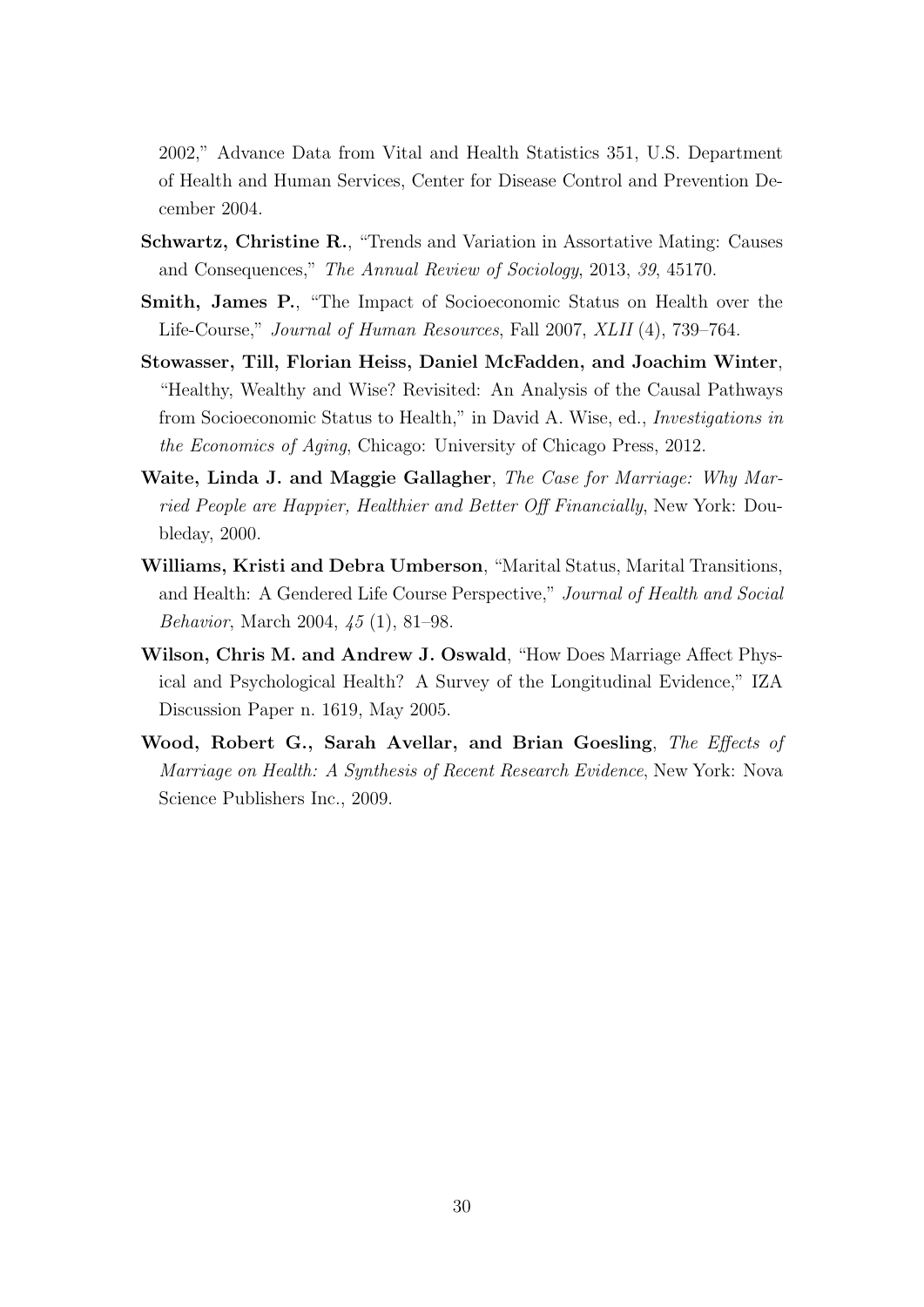2002," Advance Data from Vital and Health Statistics 351, U.S. Department of Health and Human Services, Center for Disease Control and Prevention December 2004.

**Schwartz, Christine R.**, "Trends and Variation in Assortative Mating: Causes and Consequences," *The Annual Review of Sociology*, 2013, *39*, 45170.

**Smith, James P.**, "The Impact of Socioeconomic Status on Health over the Life-Course," *Journal of Human Resources*, Fall 2007, *XLII* (4), 739–764.

**Stowasser, Till, Florian Heiss, Daniel McFadden, and Joachim Winter**, "Healthy, Wealthy and Wise? Revisited: An Analysis of the Causal Pathways from Socioeconomic Status to Health," in David A. Wise, ed., *Investigations in the Economics of Aging*, Chicago: University of Chicago Press, 2012.

**Waite, Linda J. and Maggie Gallagher**, *The Case for Marriage: Why Married People are Happier, Healthier and Better Off Financially*, New York: Doubleday, 2000.

**Williams, Kristi and Debra Umberson**, "Marital Status, Marital Transitions, and Health: A Gendered Life Course Perspective," *Journal of Health and Social Behavior*, March 2004, *45* (1), 81–98.

**Wilson, Chris M. and Andrew J. Oswald**, "How Does Marriage Affect Physical and Psychological Health? A Survey of the Longitudinal Evidence," IZA Discussion Paper n. 1619, May 2005.

**Wood, Robert G., Sarah Avellar, and Brian Goesling**, *The Effects of Marriage on Health: A Synthesis of Recent Research Evidence*, New York: Nova Science Publishers Inc., 2009.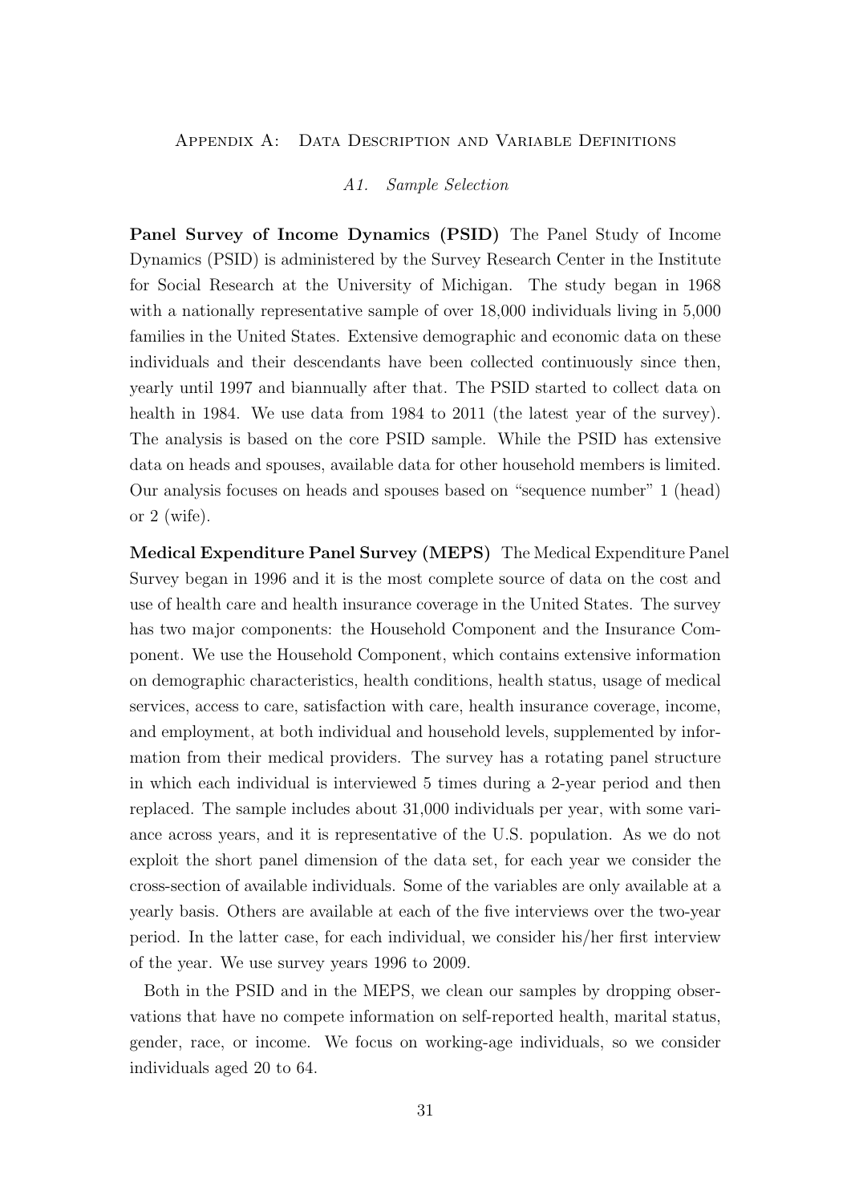## Appendix A: Data Description and Variable Definitions

### *A1. Sample Selection*

**Panel Survey of Income Dynamics (PSID)** The Panel Study of Income Dynamics (PSID) is administered by the Survey Research Center in the Institute for Social Research at the University of Michigan. The study began in 1968 with a nationally representative sample of over 18,000 individuals living in 5,000 families in the United States. Extensive demographic and economic data on these individuals and their descendants have been collected continuously since then, yearly until 1997 and biannually after that. The PSID started to collect data on health in 1984. We use data from 1984 to 2011 (the latest year of the survey). The analysis is based on the core PSID sample. While the PSID has extensive data on heads and spouses, available data for other household members is limited. Our analysis focuses on heads and spouses based on "sequence number" 1 (head) or 2 (wife).

**Medical Expenditure Panel Survey (MEPS)** The Medical Expenditure Panel Survey began in 1996 and it is the most complete source of data on the cost and use of health care and health insurance coverage in the United States. The survey has two major components: the Household Component and the Insurance Component. We use the Household Component, which contains extensive information on demographic characteristics, health conditions, health status, usage of medical services, access to care, satisfaction with care, health insurance coverage, income, and employment, at both individual and household levels, supplemented by information from their medical providers. The survey has a rotating panel structure in which each individual is interviewed 5 times during a 2-year period and then replaced. The sample includes about 31,000 individuals per year, with some variance across years, and it is representative of the U.S. population. As we do not exploit the short panel dimension of the data set, for each year we consider the cross-section of available individuals. Some of the variables are only available at a yearly basis. Others are available at each of the five interviews over the two-year period. In the latter case, for each individual, we consider his/her first interview of the year. We use survey years 1996 to 2009.

Both in the PSID and in the MEPS, we clean our samples by dropping observations that have no compete information on self-reported health, marital status, gender, race, or income. We focus on working-age individuals, so we consider individuals aged 20 to 64.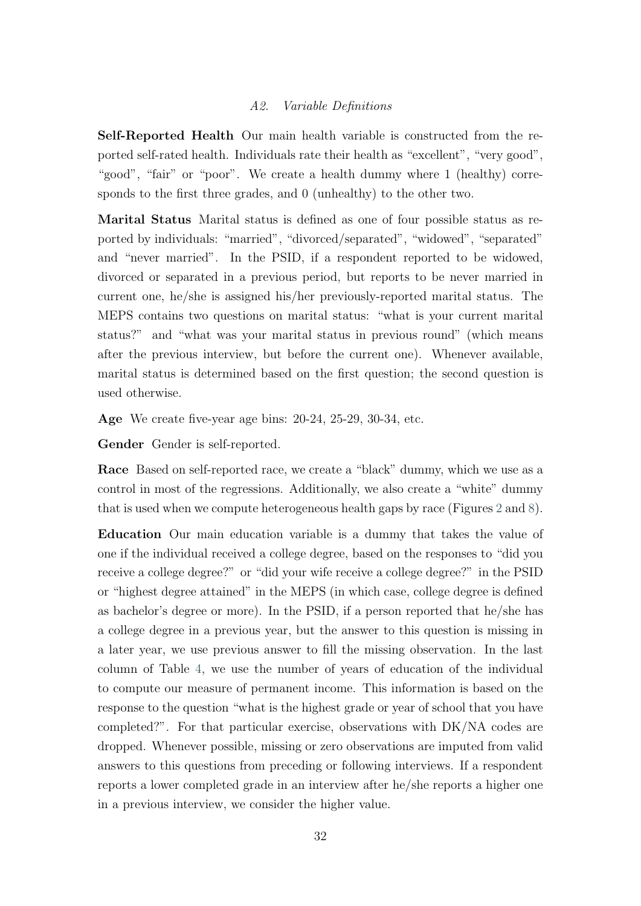## *A2. Variable Definitions*

**Self-Reported Health** Our main health variable is constructed from the reported self-rated health. Individuals rate their health as "excellent", "very good", "good", "fair" or "poor". We create a health dummy where 1 (healthy) corresponds to the first three grades, and 0 (unhealthy) to the other two.

**Marital Status** Marital status is defined as one of four possible status as reported by individuals: "married", "divorced/separated", "widowed", "separated" and "never married". In the PSID, if a respondent reported to be widowed, divorced or separated in a previous period, but reports to be never married in current one, he/she is assigned his/her previously-reported marital status. The MEPS contains two questions on marital status: "what is your current marital status?" and "what was your marital status in previous round" (which means after the previous interview, but before the current one). Whenever available, marital status is determined based on the first question; the second question is used otherwise.

**Age** We create five-year age bins: 20-24, 25-29, 30-34, etc.

**Gender** Gender is self-reported.

**Race** Based on self-reported race, we create a "black" dummy, which we use as a control in most of the regressions. Additionally, we also create a "white" dummy that is used when we compute heterogeneous health gaps by race (Figures 2 and 8).

**Education** Our main education variable is a dummy that takes the value of one if the individual received a college degree, based on the responses to "did you receive a college degree?" or "did your wife receive a college degree?" in the PSID or "highest degree attained" in the MEPS (in which case, college degree is defined as bachelor's degree or more). In the PSID, if a person reported that he/she has a college degree in a previous year, but the answer to this question is missing in a later year, we use previous answer to fill the missing observation. In the last column of Table 4, we use the number of years of education of the individual to compute our measure of permanent income. This information is based on the response to the question "what is the highest grade or year of school that you have completed?". For that particular exercise, observations with DK/NA codes are dropped. Whenever possible, missing or zero observations are imputed from valid answers to this questions from preceding or following interviews. If a respondent reports a lower completed grade in an interview after he/she reports a higher one in a previous interview, we consider the higher value.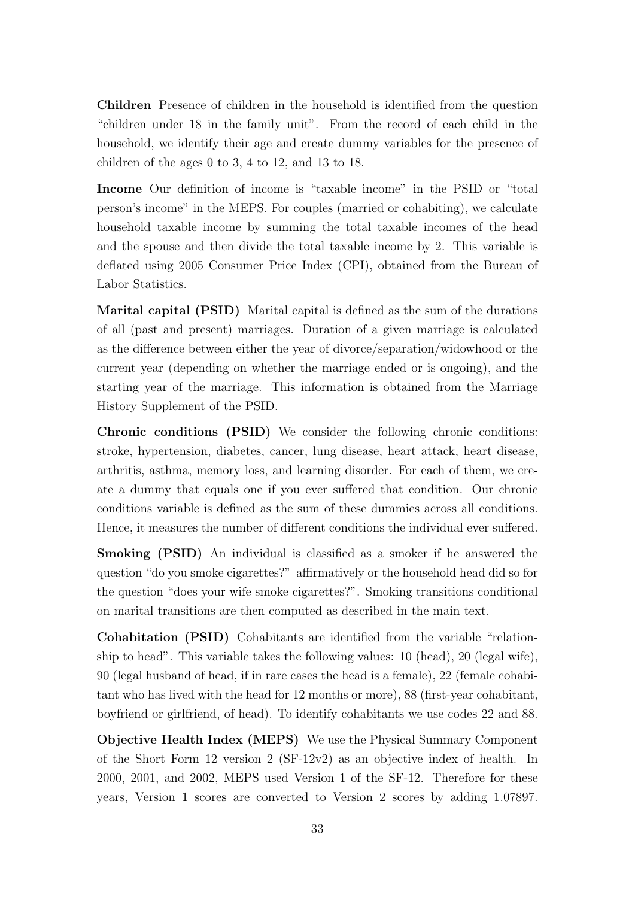**Children** Presence of children in the household is identified from the question "children under 18 in the family unit". From the record of each child in the household, we identify their age and create dummy variables for the presence of children of the ages 0 to 3, 4 to 12, and 13 to 18.

**Income** Our definition of income is "taxable income" in the PSID or "total person's income" in the MEPS. For couples (married or cohabiting), we calculate household taxable income by summing the total taxable incomes of the head and the spouse and then divide the total taxable income by 2. This variable is deflated using 2005 Consumer Price Index (CPI), obtained from the Bureau of Labor Statistics.

**Marital capital (PSID)** Marital capital is defined as the sum of the durations of all (past and present) marriages. Duration of a given marriage is calculated as the difference between either the year of divorce/separation/widowhood or the current year (depending on whether the marriage ended or is ongoing), and the starting year of the marriage. This information is obtained from the Marriage History Supplement of the PSID.

**Chronic conditions (PSID)** We consider the following chronic conditions: stroke, hypertension, diabetes, cancer, lung disease, heart attack, heart disease, arthritis, asthma, memory loss, and learning disorder. For each of them, we create a dummy that equals one if you ever suffered that condition. Our chronic conditions variable is defined as the sum of these dummies across all conditions. Hence, it measures the number of different conditions the individual ever suffered.

**Smoking (PSID)** An individual is classified as a smoker if he answered the question "do you smoke cigarettes?" affirmatively or the household head did so for the question "does your wife smoke cigarettes?". Smoking transitions conditional on marital transitions are then computed as described in the main text.

**Cohabitation (PSID)** Cohabitants are identified from the variable "relationship to head". This variable takes the following values: 10 (head), 20 (legal wife), 90 (legal husband of head, if in rare cases the head is a female), 22 (female cohabitant who has lived with the head for 12 months or more), 88 (first-year cohabitant, boyfriend or girlfriend, of head). To identify cohabitants we use codes 22 and 88.

**Objective Health Index (MEPS)** We use the Physical Summary Component of the Short Form 12 version 2 (SF-12v2) as an objective index of health. In 2000, 2001, and 2002, MEPS used Version 1 of the SF-12. Therefore for these years, Version 1 scores are converted to Version 2 scores by adding 1.07897.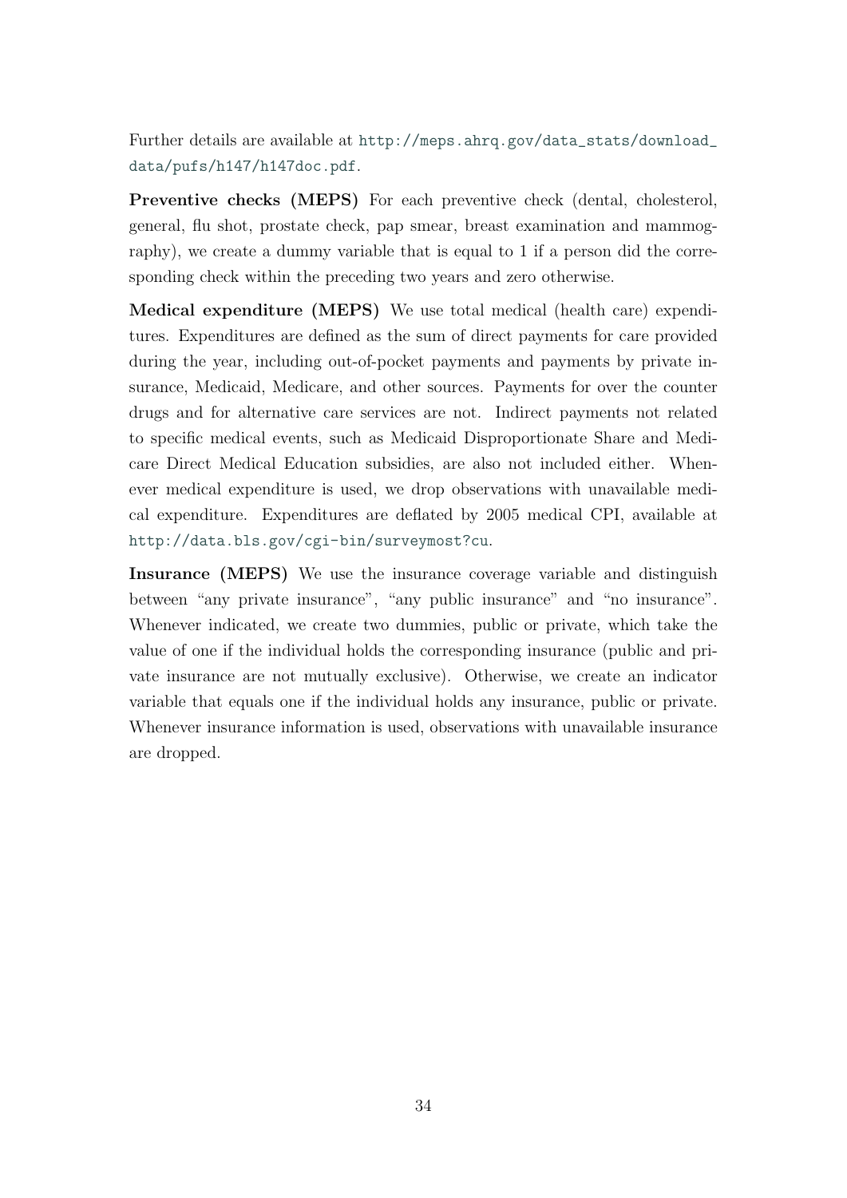Further details are available at http://meps.ahrq.gov/data_stats/download_data/pufs/h147/h147doc.pdf.

**Preventive checks (MEPS)** For each preventive check (dental, cholesterol, general, flu shot, prostate check, pap smear, breast examination and mammography), we create a dummy variable that is equal to 1 if a person did the corresponding check within the preceding two years and zero otherwise.

**Medical expenditure (MEPS)** We use total medical (health care) expenditures. Expenditures are defined as the sum of direct payments for care provided during the year, including out-of-pocket payments and payments by private insurance, Medicaid, Medicare, and other sources. Payments for over the counter drugs and for alternative care services are not. Indirect payments not related to specific medical events, such as Medicaid Disproportionate Share and Medicare Direct Medical Education subsidies, are also not included either. Whenever medical expenditure is used, we drop observations with unavailable medical expenditure. Expenditures are deflated by 2005 medical CPI, available at http://data.bls.gov/cgi-bin/surveymost?cu.

**Insurance (MEPS)** We use the insurance coverage variable and distinguish between "any private insurance", "any public insurance" and "no insurance". Whenever indicated, we create two dummies, public or private, which take the value of one if the individual holds the corresponding insurance (public and private insurance are not mutually exclusive). Otherwise, we create an indicator variable that equals one if the individual holds any insurance, public or private. Whenever insurance information is used, observations with unavailable insurance are dropped.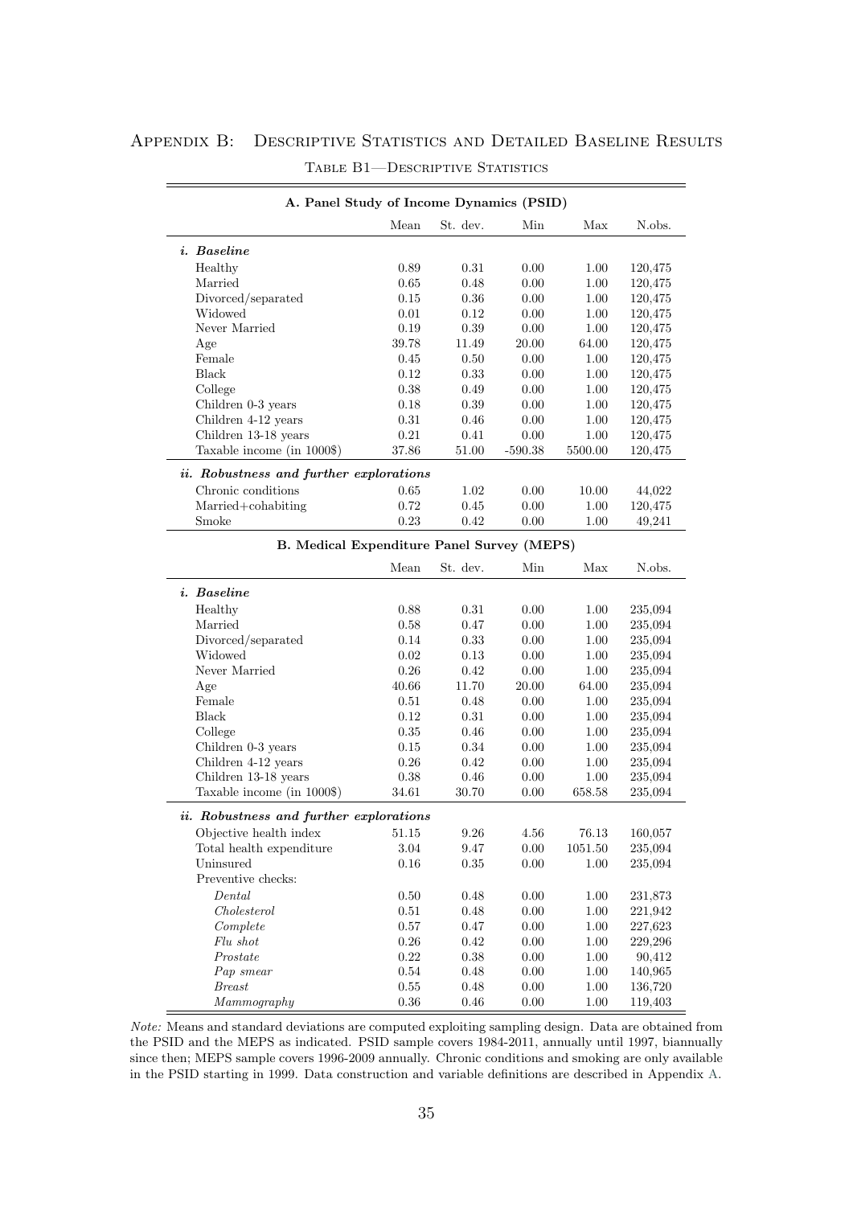# Appendix B: Descriptive Statistics and Detailed Baseline Results

Table B1—Descriptive Statistics

| **A. Panel Study of Income Dynamics (PSID)** | | | | | |
|---|---|---|---|---|---|
| | Mean | St. dev. | Min | Max | N.obs. |
| ***i. Baseline*** | | | | | |
| Healthy | 0.89 | 0.31 | 0.00 | 1.00 | 120,475 |
| Married | 0.65 | 0.48 | 0.00 | 1.00 | 120,475 |
| Divorced/separated | 0.15 | 0.36 | 0.00 | 1.00 | 120,475 |
| Widowed | 0.01 | 0.12 | 0.00 | 1.00 | 120,475 |
| Never Married | 0.19 | 0.39 | 0.00 | 1.00 | 120,475 |
| Age | 39.78 | 11.49 | 20.00 | 64.00 | 120,475 |
| Female | 0.45 | 0.50 | 0.00 | 1.00 | 120,475 |
| Black | 0.12 | 0.33 | 0.00 | 1.00 | 120,475 |
| College | 0.38 | 0.49 | 0.00 | 1.00 | 120,475 |
| Children 0-3 years | 0.18 | 0.39 | 0.00 | 1.00 | 120,475 |
| Children 4-12 years | 0.31 | 0.46 | 0.00 | 1.00 | 120,475 |
| Children 13-18 years | 0.21 | 0.41 | 0.00 | 1.00 | 120,475 |
| Taxable income (in 1000$) | 37.86 | 51.00 | -590.38 | 5500.00 | 120,475 |
| ***ii. Robustness and further explorations*** | | | | | |
| Chronic conditions | 0.65 | 1.02 | 0.00 | 10.00 | 44,022 |
| Married+cohabiting | 0.72 | 0.45 | 0.00 | 1.00 | 120,475 |
| Smoke | 0.23 | 0.42 | 0.00 | 1.00 | 49,241 |

| **B. Medical Expenditure Panel Survey (MEPS)** | | | | | |
|---|---|---|---|---|---|
| | Mean | St. dev. | Min | Max | N.obs. |
| ***i. Baseline*** | | | | | |
| Healthy | 0.88 | 0.31 | 0.00 | 1.00 | 235,094 |
| Married | 0.58 | 0.47 | 0.00 | 1.00 | 235,094 |
| Divorced/separated | 0.14 | 0.33 | 0.00 | 1.00 | 235,094 |
| Widowed | 0.02 | 0.13 | 0.00 | 1.00 | 235,094 |
| Never Married | 0.26 | 0.42 | 0.00 | 1.00 | 235,094 |
| Age | 40.66 | 11.70 | 20.00 | 64.00 | 235,094 |
| Female | 0.51 | 0.48 | 0.00 | 1.00 | 235,094 |
| Black | 0.12 | 0.31 | 0.00 | 1.00 | 235,094 |
| College | 0.35 | 0.46 | 0.00 | 1.00 | 235,094 |
| Children 0-3 years | 0.15 | 0.34 | 0.00 | 1.00 | 235,094 |
| Children 4-12 years | 0.26 | 0.42 | 0.00 | 1.00 | 235,094 |
| Children 13-18 years | 0.38 | 0.46 | 0.00 | 1.00 | 235,094 |
| Taxable income (in 1000$) | 34.61 | 30.70 | 0.00 | 658.58 | 235,094 |
| ***ii. Robustness and further explorations*** | | | | | |
| Objective health index | 51.15 | 9.26 | 4.56 | 76.13 | 160,057 |
| Total health expenditure | 3.04 | 9.47 | 0.00 | 1051.50 | 235,094 |
| Uninsured | 0.16 | 0.35 | 0.00 | 1.00 | 235,094 |
| Preventive checks: | | | | | |
| *Dental* | 0.50 | 0.48 | 0.00 | 1.00 | 231,873 |
| *Cholesterol* | 0.51 | 0.48 | 0.00 | 1.00 | 221,942 |
| *Complete* | 0.57 | 0.47 | 0.00 | 1.00 | 227,623 |
| *Flu shot* | 0.26 | 0.42 | 0.00 | 1.00 | 229,296 |
| *Prostate* | 0.22 | 0.38 | 0.00 | 1.00 | 90,412 |
| *Pap smear* | 0.54 | 0.48 | 0.00 | 1.00 | 140,965 |
| *Breast* | 0.55 | 0.48 | 0.00 | 1.00 | 136,720 |
| *Mammography* | 0.36 | 0.46 | 0.00 | 1.00 | 119,403 |

*Note:* Means and standard deviations are computed exploiting sampling design. Data are obtained from the PSID and the MEPS as indicated. PSID sample covers 1984-2011, annually until 1997, biannually since then; MEPS sample covers 1996-2009 annually. Chronic conditions and smoking are only available in the PSID starting in 1999. Data construction and variable definitions are described in Appendix A.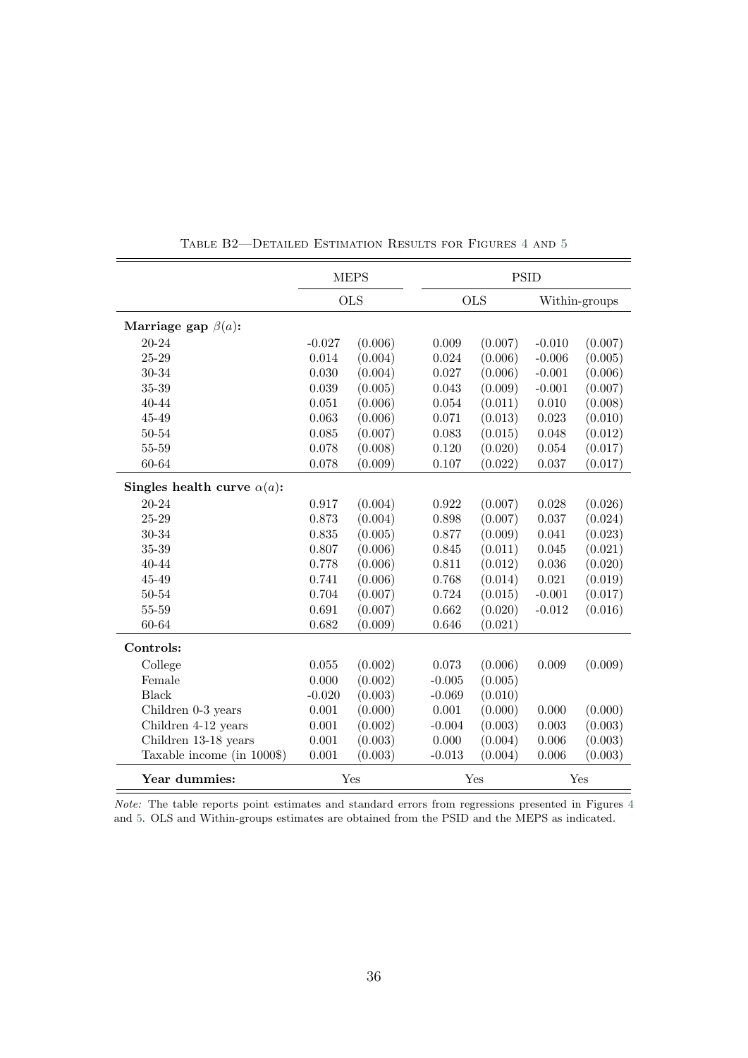Table B2—Detailed Estimation Results for Figures 4 and 5

| | MEPS | | PSID | | | |
|---|---|---|---|---|---|---|
| | OLS | | OLS | | Within-groups | |
| **Marriage gap $\beta(a)$:** | | | | | | |
| 20-24 | -0.027 | (0.006) | 0.009 | (0.007) | -0.010 | (0.007) |
| 25-29 | 0.014 | (0.004) | 0.024 | (0.006) | -0.006 | (0.005) |
| 30-34 | 0.030 | (0.004) | 0.027 | (0.006) | -0.001 | (0.006) |
| 35-39 | 0.039 | (0.005) | 0.043 | (0.009) | -0.001 | (0.007) |
| 40-44 | 0.051 | (0.006) | 0.054 | (0.011) | 0.010 | (0.008) |
| 45-49 | 0.063 | (0.006) | 0.071 | (0.013) | 0.023 | (0.010) |
| 50-54 | 0.085 | (0.007) | 0.083 | (0.015) | 0.048 | (0.012) |
| 55-59 | 0.078 | (0.008) | 0.120 | (0.020) | 0.054 | (0.017) |
| 60-64 | 0.078 | (0.009) | 0.107 | (0.022) | 0.037 | (0.017) |
| **Singles health curve $\alpha(a)$:** | | | | | | |
| 20-24 | 0.917 | (0.004) | 0.922 | (0.007) | 0.028 | (0.026) |
| 25-29 | 0.873 | (0.004) | 0.898 | (0.007) | 0.037 | (0.024) |
| 30-34 | 0.835 | (0.005) | 0.877 | (0.009) | 0.041 | (0.023) |
| 35-39 | 0.807 | (0.006) | 0.845 | (0.011) | 0.045 | (0.021) |
| 40-44 | 0.778 | (0.006) | 0.811 | (0.012) | 0.036 | (0.020) |
| 45-49 | 0.741 | (0.006) | 0.768 | (0.014) | 0.021 | (0.019) |
| 50-54 | 0.704 | (0.007) | 0.724 | (0.015) | -0.001 | (0.017) |
| 55-59 | 0.691 | (0.007) | 0.662 | (0.020) | -0.012 | (0.016) |
| 60-64 | 0.682 | (0.009) | 0.646 | (0.021) | | |
| **Controls:** | | | | | | |
| College | 0.055 | (0.002) | 0.073 | (0.006) | 0.009 | (0.009) |
| Female | 0.000 | (0.002) | -0.005 | (0.005) | | |
| Black | -0.020 | (0.003) | -0.069 | (0.010) | | |
| Children 0-3 years | 0.001 | (0.000) | 0.001 | (0.000) | 0.000 | (0.000) |
| Children 4-12 years | 0.001 | (0.002) | -0.004 | (0.003) | 0.003 | (0.003) |
| Children 13-18 years | 0.001 | (0.003) | 0.000 | (0.004) | 0.006 | (0.003) |
| Taxable income (in 1000$) | 0.001 | (0.003) | -0.013 | (0.004) | 0.006 | (0.003) |
| **Year dummies:** | Yes | | Yes | | Yes | |

*Note:* The table reports point estimates and standard errors from regressions presented in Figures 4 and 5. OLS and Within-groups estimates are obtained from the PSID and the MEPS as indicated.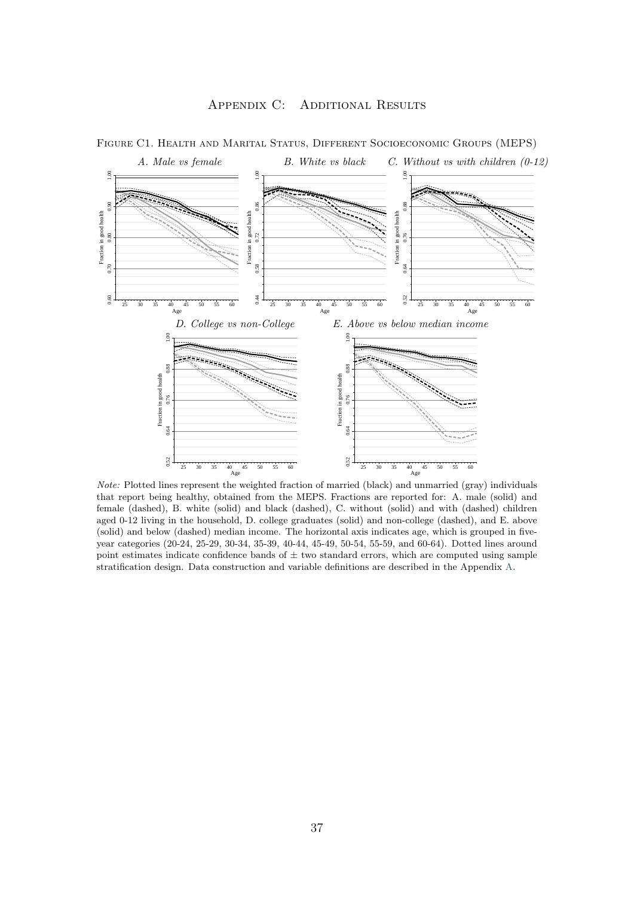# Appendix C: Additional Results

Figure C1. Health and Marital Status, Different Socioeconomic Groups (MEPS)

*A. Male vs female*

Fraction in good health

1.00
0.90
0.80
0.70
0.60

Age

25 30 35 40 45 50 55 60

*B. White vs black*

Fraction in good health

1.00
0.86
0.72
0.58
0.44

Age

25 30 35 40 45 50 55 60

*C. Without vs with children (0-12)*

Fraction in good health

1.00
0.88
0.76
0.64
0.52

Age

25 30 35 40 45 50 55 60

*D. College vs non-College*

Fraction in good health

1.00
0.88
0.76
0.64
0.52

Age

25 30 35 40 45 50 55 60

*E. Above vs below median income*

Fraction in good health

1.00
0.88
0.76
0.64
0.52

Age

25 30 35 40 45 50 55 60

*Note:* Plotted lines represent the weighted fraction of married (black) and unmarried (gray) individuals that report being healthy, obtained from the MEPS. Fractions are reported for: A. male (solid) and female (dashed), B. white (solid) and black (dashed), C. without (solid) and with (dashed) children aged 0-12 living in the household, D. college graduates (solid) and non-college (dashed), and E. above (solid) and below (dashed) median income. The horizontal axis indicates age, which is grouped in five-year categories (20-24, 25-29, 30-34, 35-39, 40-44, 45-49, 50-54, 55-59, and 60-64). Dotted lines around point estimates indicate confidence bands of ± two standard errors, which are computed using sample stratification design. Data construction and variable definitions are described in the Appendix A.